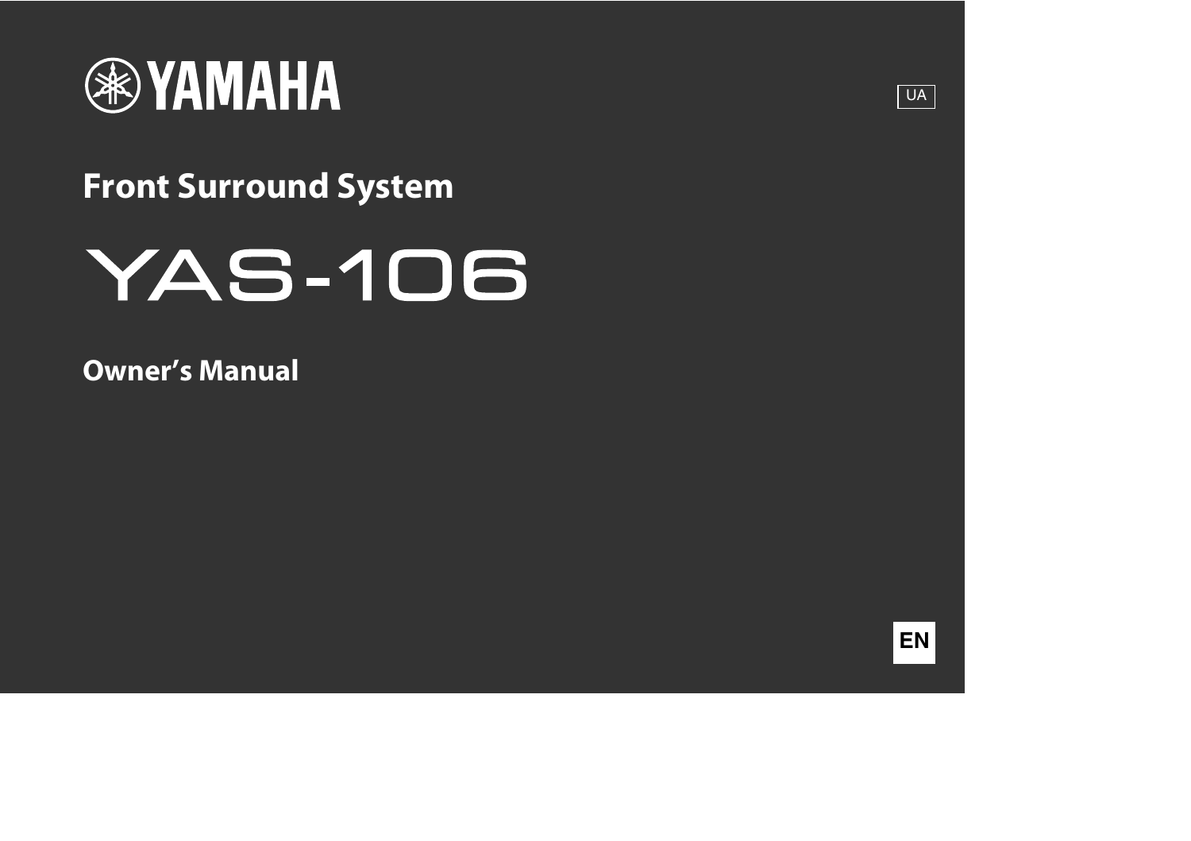YAMAHA

UA

# Front Surround System

# YAS-106

## Owner's Manual

EN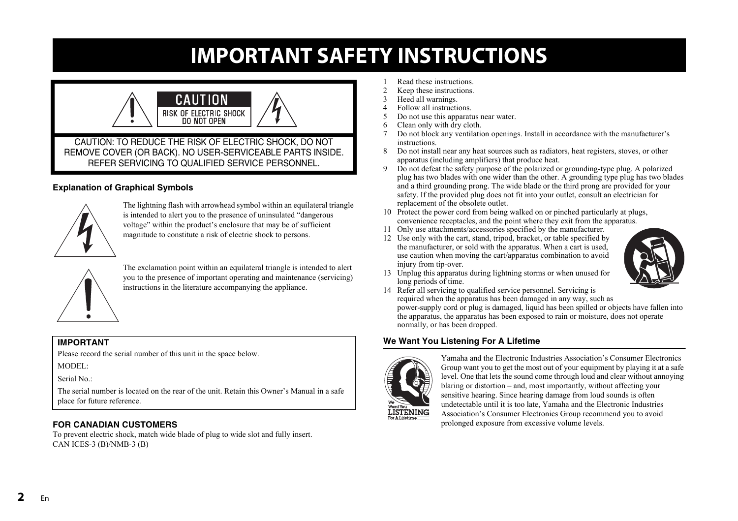# IMPORTANT SAFETY INSTRUCTIONS

CAUTION
RISK OF ELECTRIC SHOCK
DO NOT OPEN

CAUTION: TO REDUCE THE RISK OF ELECTRIC SHOCK, DO NOT REMOVE COVER (OR BACK). NO USER-SERVICEABLE PARTS INSIDE. REFER SERVICING TO QUALIFIED SERVICE PERSONNEL.

### Explanation of Graphical Symbols

The lightning flash with arrowhead symbol within an equilateral triangle is intended to alert you to the presence of uninsulated "dangerous voltage" within the product's enclosure that may be of sufficient magnitude to constitute a risk of electric shock to persons.

The exclamation point within an equilateral triangle is intended to alert you to the presence of important operating and maintenance (servicing) instructions in the literature accompanying the appliance.

**IMPORTANT**

Please record the serial number of this unit in the space below.

MODEL:

Serial No.:

The serial number is located on the rear of the unit. Retain this Owner's Manual in a safe place for future reference.

### FOR CANADIAN CUSTOMERS

To prevent electric shock, match wide blade of plug to wide slot and fully insert.
CAN ICES-3 (B)/NMB-3 (B)

1. Read these instructions.
2. Keep these instructions.
3. Heed all warnings.
4. Follow all instructions.
5. Do not use this apparatus near water.
6. Clean only with dry cloth.
7. Do not block any ventilation openings. Install in accordance with the manufacturer's instructions.
8. Do not install near any heat sources such as radiators, heat registers, stoves, or other apparatus (including amplifiers) that produce heat.
9. Do not defeat the safety purpose of the polarized or grounding-type plug. A polarized plug has two blades with one wider than the other. A grounding type plug has two blades and a third grounding prong. The wide blade or the third prong are provided for your safety. If the provided plug does not fit into your outlet, consult an electrician for replacement of the obsolete outlet.
10. Protect the power cord from being walked on or pinched particularly at plugs, convenience receptacles, and the point where they exit from the apparatus.
11. Only use attachments/accessories specified by the manufacturer.
12. Use only with the cart, stand, tripod, bracket, or table specified by the manufacturer, or sold with the apparatus. When a cart is used, use caution when moving the cart/apparatus combination to avoid injury from tip-over.
13. Unplug this apparatus during lightning storms or when unused for long periods of time.
14. Refer all servicing to qualified service personnel. Servicing is required when the apparatus has been damaged in any way, such as power-supply cord or plug is damaged, liquid has been spilled or objects have fallen into the apparatus, the apparatus has been exposed to rain or moisture, does not operate normally, or has been dropped.

### We Want You Listening For A Lifetime

We Want You LISTENING For A Lifetime

Yamaha and the Electronic Industries Association's Consumer Electronics Group want you to get the most out of your equipment by playing it at a safe level. One that lets the sound come through loud and clear without annoying blaring or distortion – and, most importantly, without affecting your sensitive hearing. Since hearing damage from loud sounds is often undetectable until it is too late, Yamaha and the Electronic Industries Association's Consumer Electronics Group recommend you to avoid prolonged exposure from excessive volume levels.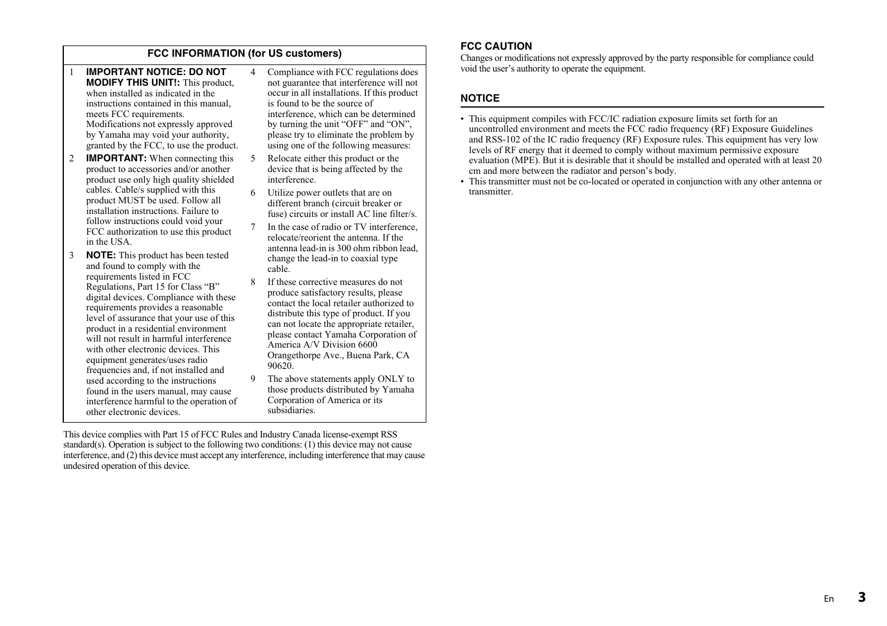## FCC INFORMATION (for US customers)

1. **IMPORTANT NOTICE: DO NOT MODIFY THIS UNIT!:** This product, when installed as indicated in the instructions contained in this manual, meets FCC requirements. Modifications not expressly approved by Yamaha may void your authority, granted by the FCC, to use the product.
2. **IMPORTANT:** When connecting this product to accessories and/or another product use only high quality shielded cables. Cable/s supplied with this product MUST be used. Follow all installation instructions. Failure to follow instructions could void your FCC authorization to use this product in the USA.
3. **NOTE:** This product has been tested and found to comply with the requirements listed in FCC Regulations, Part 15 for Class "B" digital devices. Compliance with these requirements provides a reasonable level of assurance that your use of this product in a residential environment will not result in harmful interference with other electronic devices. This equipment generates/uses radio frequencies and, if not installed and used according to the instructions found in the users manual, may cause interference harmful to the operation of other electronic devices.
4. Compliance with FCC regulations does not guarantee that interference will not occur in all installations. If this product is found to be the source of interference, which can be determined by turning the unit "OFF" and "ON", please try to eliminate the problem by using one of the following measures:
5. Relocate either this product or the device that is being affected by the interference.
6. Utilize power outlets that are on different branch (circuit breaker or fuse) circuits or install AC line filter/s.
7. In the case of radio or TV interference, relocate/reorient the antenna. If the antenna lead-in is 300 ohm ribbon lead, change the lead-in to coaxial type cable.
8. If these corrective measures do not produce satisfactory results, please contact the local retailer authorized to distribute this type of product. If you can not locate the appropriate retailer, please contact Yamaha Corporation of America A/V Division 6600 Orangethorpe Ave., Buena Park, CA 90620.
9. The above statements apply ONLY to those products distributed by Yamaha Corporation of America or its subsidiaries.

This device complies with Part 15 of FCC Rules and Industry Canada license-exempt RSS standard(s). Operation is subject to the following two conditions: (1) this device may not cause interference, and (2) this device must accept any interference, including interference that may cause undesired operation of this device.

### FCC CAUTION

Changes or modifications not expressly approved by the party responsible for compliance could void the user's authority to operate the equipment.

### NOTICE

- This equipment compiles with FCC/IC radiation exposure limits set forth for an uncontrolled environment and meets the FCC radio frequency (RF) Exposure Guidelines and RSS-102 of the IC radio frequency (RF) Exposure rules. This equipment has very low levels of RF energy that it deemed to comply without maximum permissive exposure evaluation (MPE). But it is desirable that it should be installed and operated with at least 20 cm and more between the radiator and person's body.
- This transmitter must not be co-located or operated in conjunction with any other antenna or transmitter.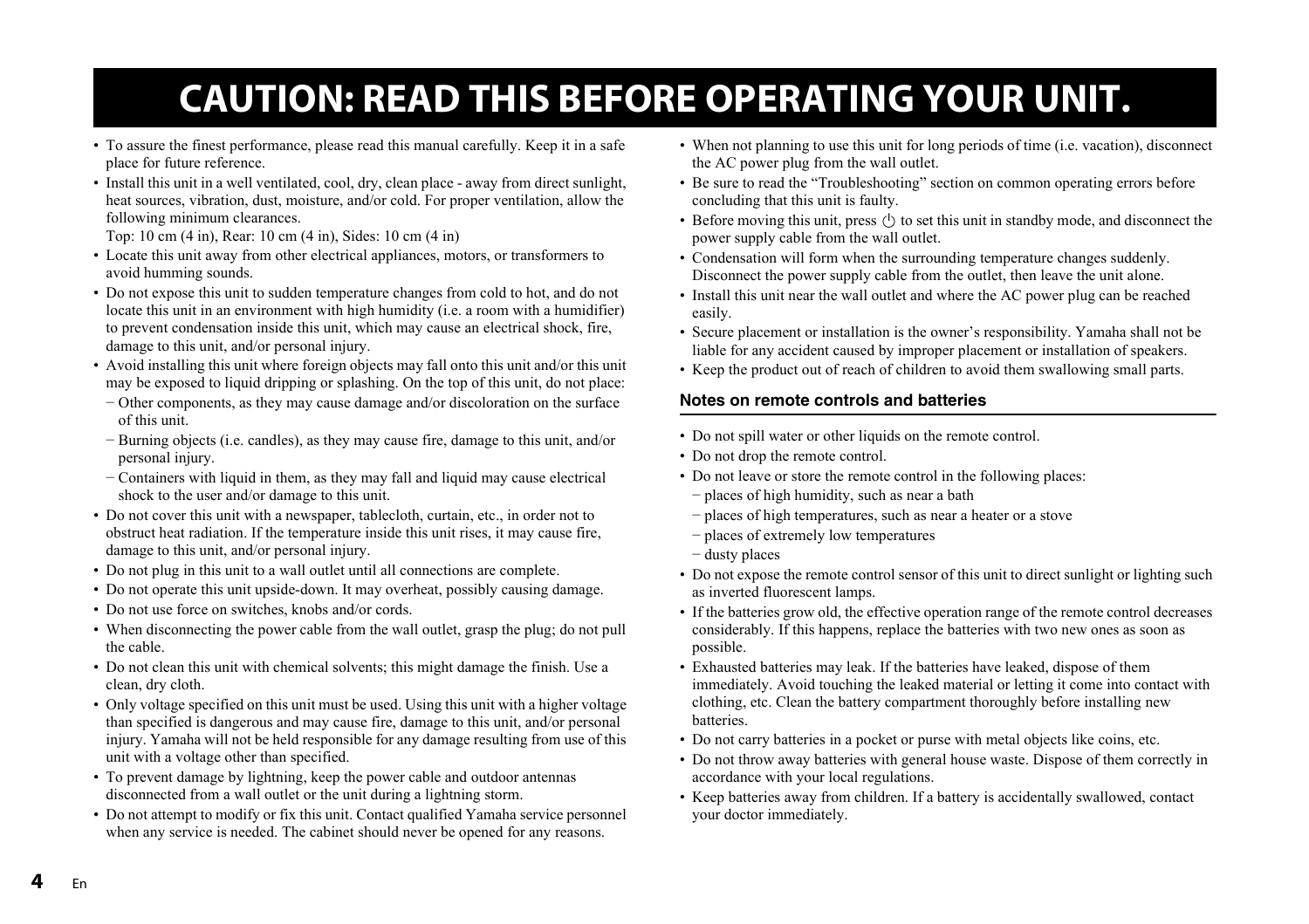# CAUTION: READ THIS BEFORE OPERATING YOUR UNIT.

- To assure the finest performance, please read this manual carefully. Keep it in a safe place for future reference.
- Install this unit in a well ventilated, cool, dry, clean place - away from direct sunlight, heat sources, vibration, dust, moisture, and/or cold. For proper ventilation, allow the following minimum clearances.
  Top: 10 cm (4 in), Rear: 10 cm (4 in), Sides: 10 cm (4 in)
- Locate this unit away from other electrical appliances, motors, or transformers to avoid humming sounds.
- Do not expose this unit to sudden temperature changes from cold to hot, and do not locate this unit in an environment with high humidity (i.e. a room with a humidifier) to prevent condensation inside this unit, which may cause an electrical shock, fire, damage to this unit, and/or personal injury.
- Avoid installing this unit where foreign objects may fall onto this unit and/or this unit may be exposed to liquid dripping or splashing. On the top of this unit, do not place:
  − Other components, as they may cause damage and/or discoloration on the surface of this unit.
  − Burning objects (i.e. candles), as they may cause fire, damage to this unit, and/or personal injury.
  − Containers with liquid in them, as they may fall and liquid may cause electrical shock to the user and/or damage to this unit.
- Do not cover this unit with a newspaper, tablecloth, curtain, etc., in order not to obstruct heat radiation. If the temperature inside this unit rises, it may cause fire, damage to this unit, and/or personal injury.
- Do not plug in this unit to a wall outlet until all connections are complete.
- Do not operate this unit upside-down. It may overheat, possibly causing damage.
- Do not use force on switches, knobs and/or cords.
- When disconnecting the power cable from the wall outlet, grasp the plug; do not pull the cable.
- Do not clean this unit with chemical solvents; this might damage the finish. Use a clean, dry cloth.
- Only voltage specified on this unit must be used. Using this unit with a higher voltage than specified is dangerous and may cause fire, damage to this unit, and/or personal injury. Yamaha will not be held responsible for any damage resulting from use of this unit with a voltage other than specified.
- To prevent damage by lightning, keep the power cable and outdoor antennas disconnected from a wall outlet or the unit during a lightning storm.
- Do not attempt to modify or fix this unit. Contact qualified Yamaha service personnel when any service is needed. The cabinet should never be opened for any reasons.
- When not planning to use this unit for long periods of time (i.e. vacation), disconnect the AC power plug from the wall outlet.
- Be sure to read the "Troubleshooting" section on common operating errors before concluding that this unit is faulty.
- Before moving this unit, press ⏻ to set this unit in standby mode, and disconnect the power supply cable from the wall outlet.
- Condensation will form when the surrounding temperature changes suddenly. Disconnect the power supply cable from the outlet, then leave the unit alone.
- Install this unit near the wall outlet and where the AC power plug can be reached easily.
- Secure placement or installation is the owner's responsibility. Yamaha shall not be liable for any accident caused by improper placement or installation of speakers.
- Keep the product out of reach of children to avoid them swallowing small parts.

### Notes on remote controls and batteries

- Do not spill water or other liquids on the remote control.
- Do not drop the remote control.
- Do not leave or store the remote control in the following places:
  − places of high humidity, such as near a bath
  − places of high temperatures, such as near a heater or a stove
  − places of extremely low temperatures
  − dusty places
- Do not expose the remote control sensor of this unit to direct sunlight or lighting such as inverted fluorescent lamps.
- If the batteries grow old, the effective operation range of the remote control decreases considerably. If this happens, replace the batteries with two new ones as soon as possible.
- Exhausted batteries may leak. If the batteries have leaked, dispose of them immediately. Avoid touching the leaked material or letting it come into contact with clothing, etc. Clean the battery compartment thoroughly before installing new batteries.
- Do not carry batteries in a pocket or purse with metal objects like coins, etc.
- Do not throw away batteries with general house waste. Dispose of them correctly in accordance with your local regulations.
- Keep batteries away from children. If a battery is accidentally swallowed, contact your doctor immediately.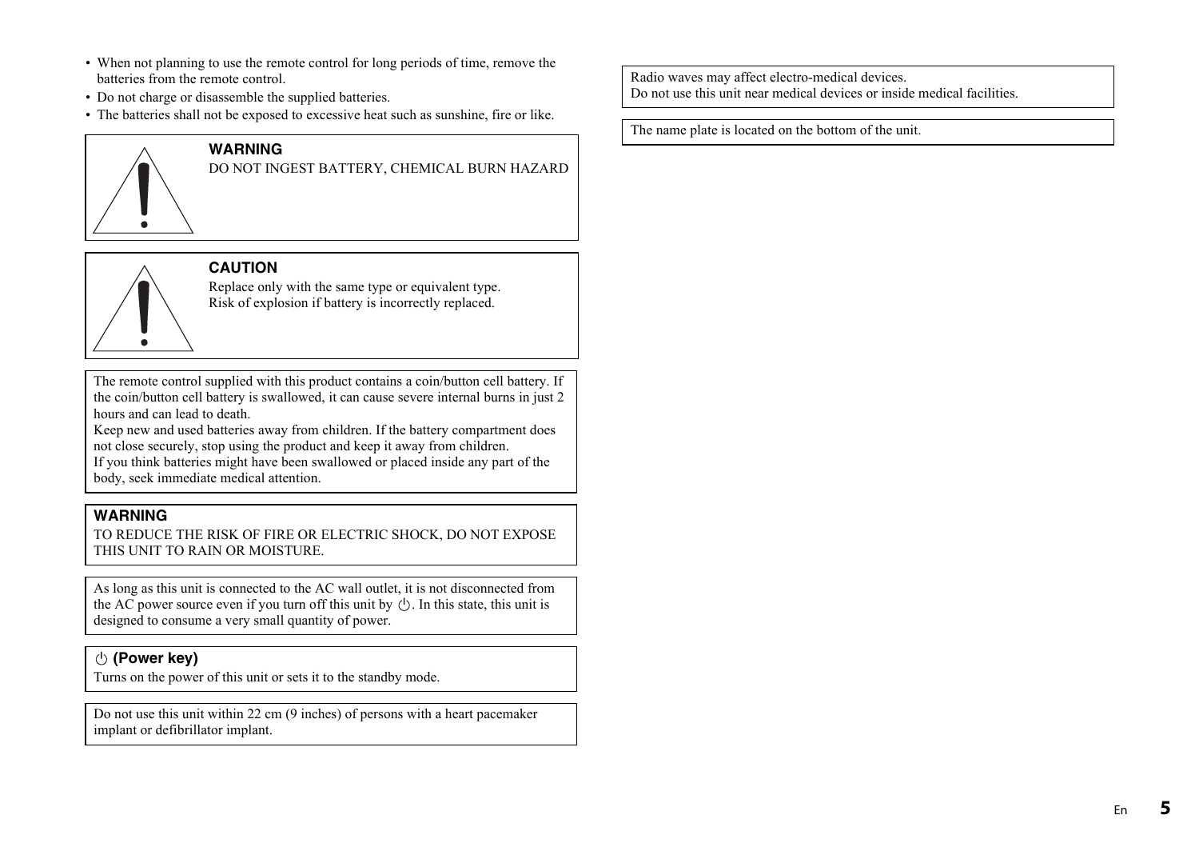- When not planning to use the remote control for long periods of time, remove the batteries from the remote control.
- Do not charge or disassemble the supplied batteries.
- The batteries shall not be exposed to excessive heat such as sunshine, fire or like.

**WARNING**

DO NOT INGEST BATTERY, CHEMICAL BURN HAZARD

**CAUTION**

Replace only with the same type or equivalent type.
Risk of explosion if battery is incorrectly replaced.

The remote control supplied with this product contains a coin/button cell battery. If the coin/button cell battery is swallowed, it can cause severe internal burns in just 2 hours and can lead to death.
Keep new and used batteries away from children. If the battery compartment does not close securely, stop using the product and keep it away from children.
If you think batteries might have been swallowed or placed inside any part of the body, seek immediate medical attention.

**WARNING**

TO REDUCE THE RISK OF FIRE OR ELECTRIC SHOCK, DO NOT EXPOSE THIS UNIT TO RAIN OR MOISTURE.

As long as this unit is connected to the AC wall outlet, it is not disconnected from the AC power source even if you turn off this unit by ⏻. In this state, this unit is designed to consume a very small quantity of power.

**⏻ (Power key)**

Turns on the power of this unit or sets it to the standby mode.

Do not use this unit within 22 cm (9 inches) of persons with a heart pacemaker implant or defibrillator implant.

Radio waves may affect electro-medical devices.
Do not use this unit near medical devices or inside medical facilities.

The name plate is located on the bottom of the unit.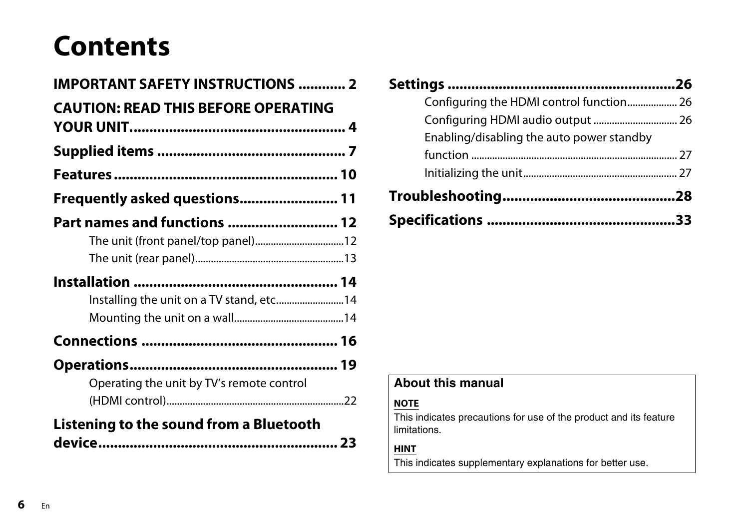# Contents

**IMPORTANT SAFETY INSTRUCTIONS ............ 2**

**CAUTION: READ THIS BEFORE OPERATING YOUR UNIT...................................................... 4**

**Supplied items ................................................ 7**

**Features ........................................................ 10**

**Frequently asked questions......................... 11**

**Part names and functions ............................ 12**

- The unit (front panel/top panel)..................................12
- The unit (rear panel).........................................................13

**Installation .................................................... 14**

- Installing the unit on a TV stand, etc..........................14
- Mounting the unit on a wall..........................................14

**Connections .................................................. 16**

**Operations..................................................... 19**

- Operating the unit by TV's remote control (HDMI control)....................................................................22

**Listening to the sound from a Bluetooth device............................................................ 23**

**Settings ..........................................................26**

- Configuring the HDMI control function................... 26
- Configuring HDMI audio output ................................ 26
- Enabling/disabling the auto power standby function .............................................................................. 27
- Initializing the unit.......................................................... 27

**Troubleshooting...........................................28**

**Specifications ...............................................33**

---

**About this manual**

**NOTE**

This indicates precautions for use of the product and its feature limitations.

**HINT**

This indicates supplementary explanations for better use.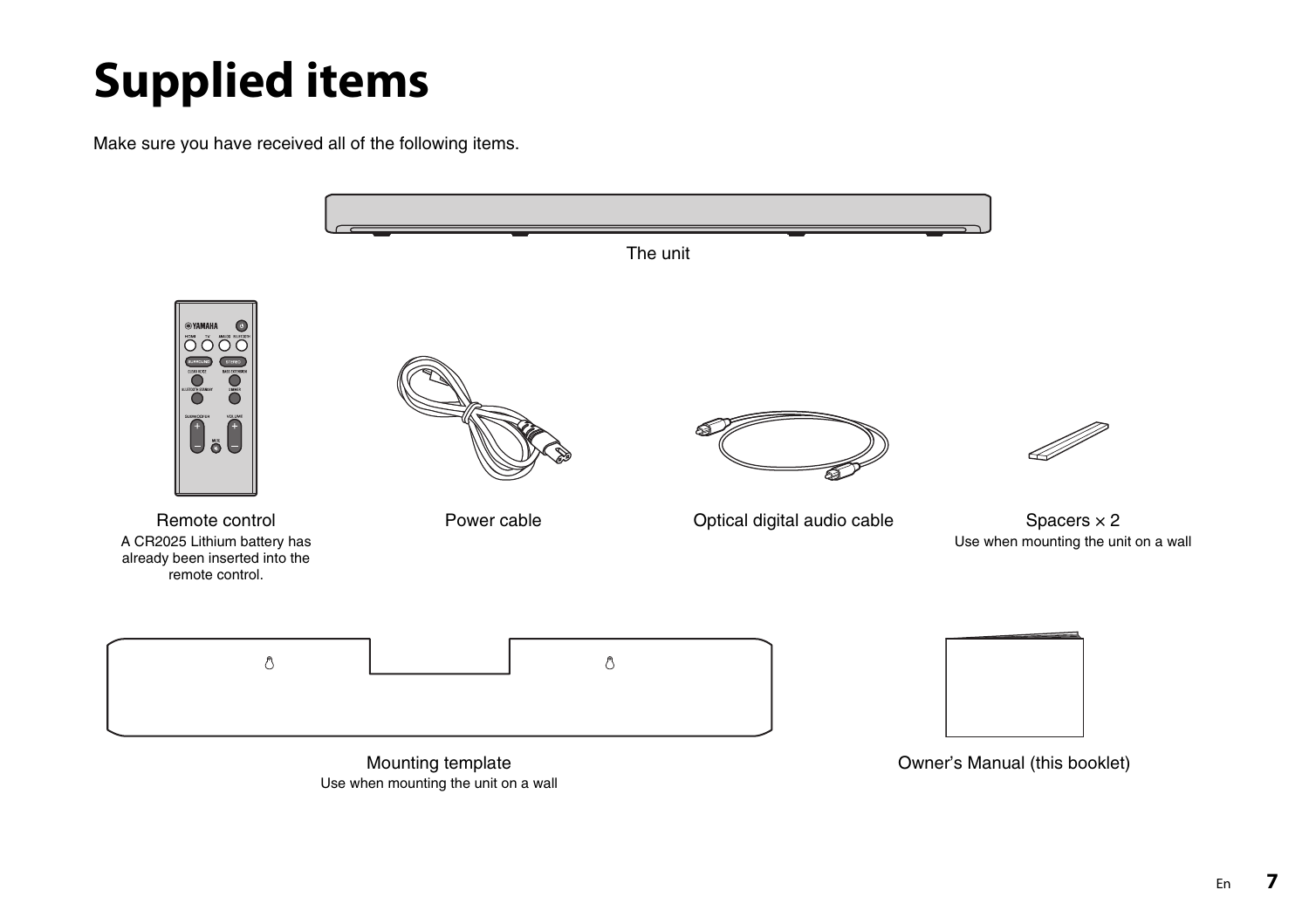# Supplied items

Make sure you have received all of the following items.

The unit

Remote control

A CR2025 Lithium battery has already been inserted into the remote control.

Power cable

Optical digital audio cable

Spacers × 2

Use when mounting the unit on a wall

Mounting template

Use when mounting the unit on a wall

Owner's Manual (this booklet)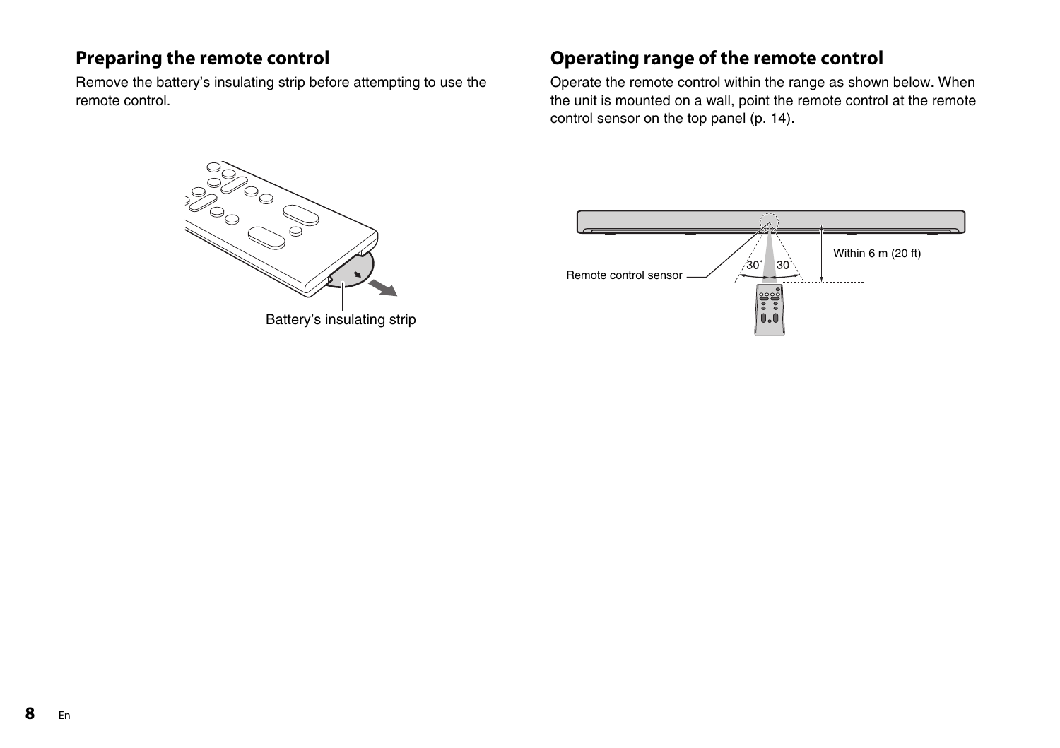## Preparing the remote control

Remove the battery's insulating strip before attempting to use the remote control.

Battery's insulating strip

## Operating range of the remote control

Operate the remote control within the range as shown below. When the unit is mounted on a wall, point the remote control at the remote control sensor on the top panel (p. 14).

Remote control sensor

30° 30°

Within 6 m (20 ft)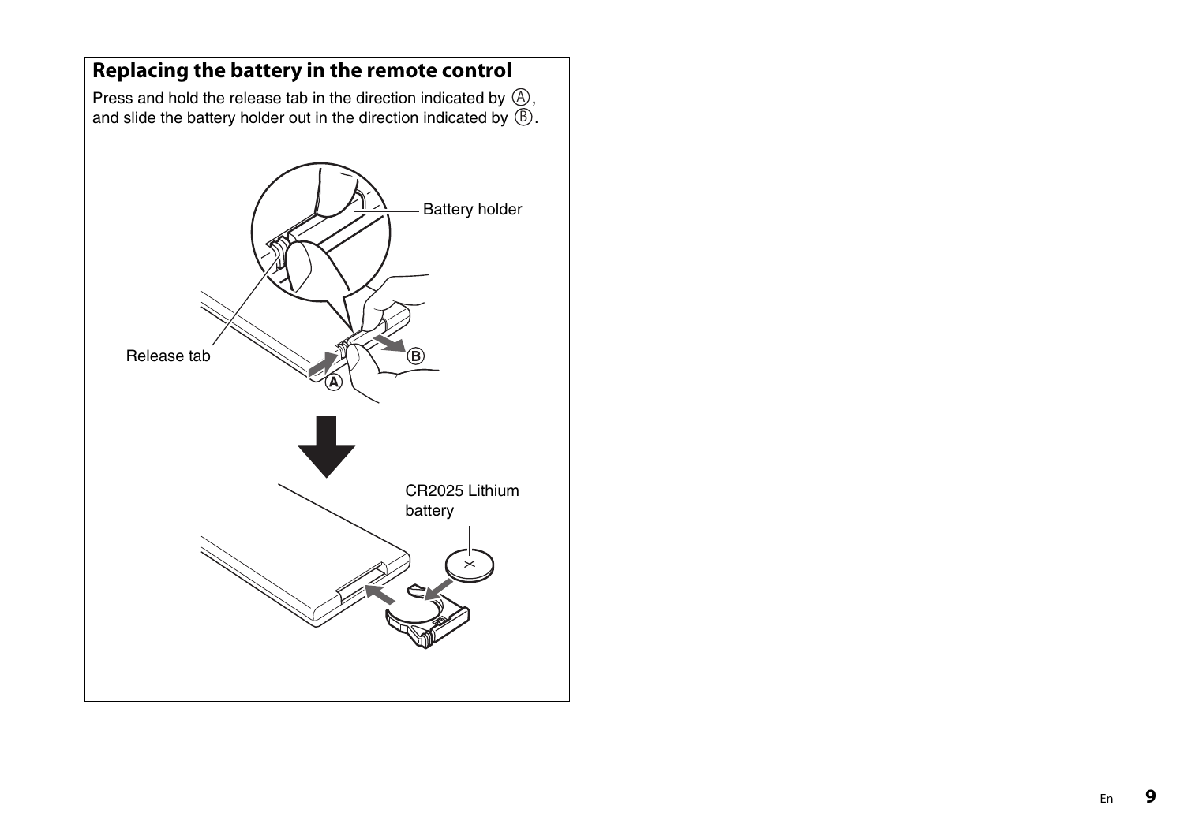## Replacing the battery in the remote control

Press and hold the release tab in the direction indicated by Ⓐ, and slide the battery holder out in the direction indicated by Ⓑ.

Battery holder

Release tab

CR2025 Lithium battery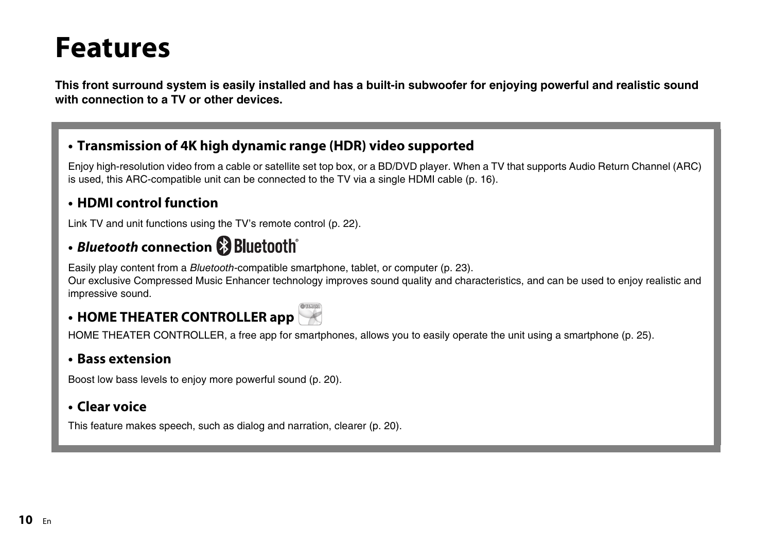# Features

**This front surround system is easily installed and has a built-in subwoofer for enjoying powerful and realistic sound with connection to a TV or other devices.**

- **Transmission of 4K high dynamic range (HDR) video supported**

Enjoy high-resolution video from a cable or satellite set top box, or a BD/DVD player. When a TV that supports Audio Return Channel (ARC) is used, this ARC-compatible unit can be connected to the TV via a single HDMI cable (p. 16).

- **HDMI control function**

Link TV and unit functions using the TV's remote control (p. 22).

- ***Bluetooth* connection**

Easily play content from a *Bluetooth*-compatible smartphone, tablet, or computer (p. 23).
Our exclusive Compressed Music Enhancer technology improves sound quality and characteristics, and can be used to enjoy realistic and impressive sound.

- **HOME THEATER CONTROLLER app**

HOME THEATER CONTROLLER, a free app for smartphones, allows you to easily operate the unit using a smartphone (p. 25).

- **Bass extension**

Boost low bass levels to enjoy more powerful sound (p. 20).

- **Clear voice**

This feature makes speech, such as dialog and narration, clearer (p. 20).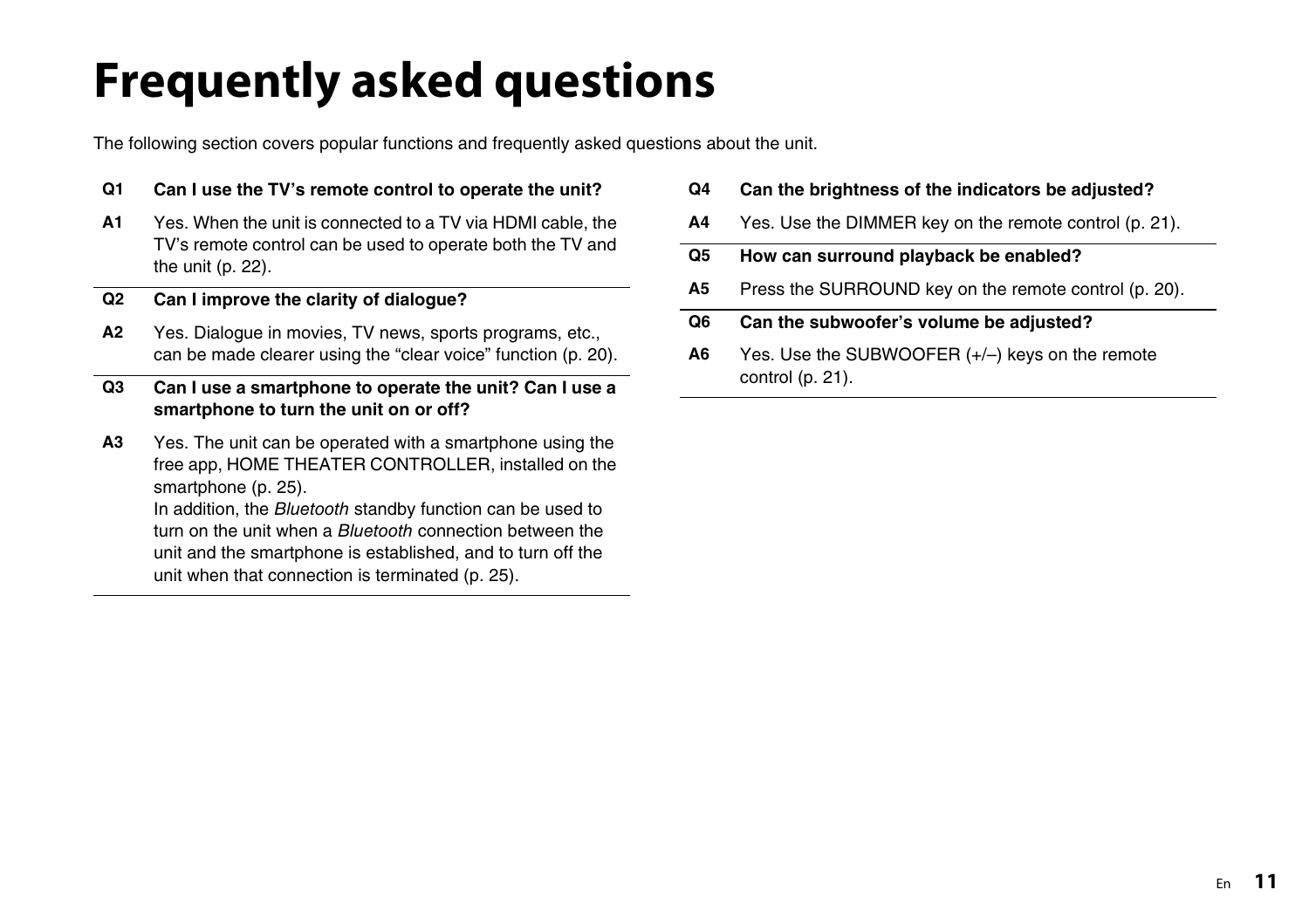# Frequently asked questions

The following section covers popular functions and frequently asked questions about the unit.

**Q1** **Can I use the TV's remote control to operate the unit?**

**A1** Yes. When the unit is connected to a TV via HDMI cable, the TV's remote control can be used to operate both the TV and the unit (p. 22).

**Q2** **Can I improve the clarity of dialogue?**

**A2** Yes. Dialogue in movies, TV news, sports programs, etc., can be made clearer using the "clear voice" function (p. 20).

**Q3** **Can I use a smartphone to operate the unit? Can I use a smartphone to turn the unit on or off?**

**A3** Yes. The unit can be operated with a smartphone using the free app, HOME THEATER CONTROLLER, installed on the smartphone (p. 25).
In addition, the *Bluetooth* standby function can be used to turn on the unit when a *Bluetooth* connection between the unit and the smartphone is established, and to turn off the unit when that connection is terminated (p. 25).

**Q4** **Can the brightness of the indicators be adjusted?**

**A4** Yes. Use the DIMMER key on the remote control (p. 21).

**Q5** **How can surround playback be enabled?**

**A5** Press the SURROUND key on the remote control (p. 20).

**Q6** **Can the subwoofer's volume be adjusted?**

**A6** Yes. Use the SUBWOOFER (+/–) keys on the remote control (p. 21).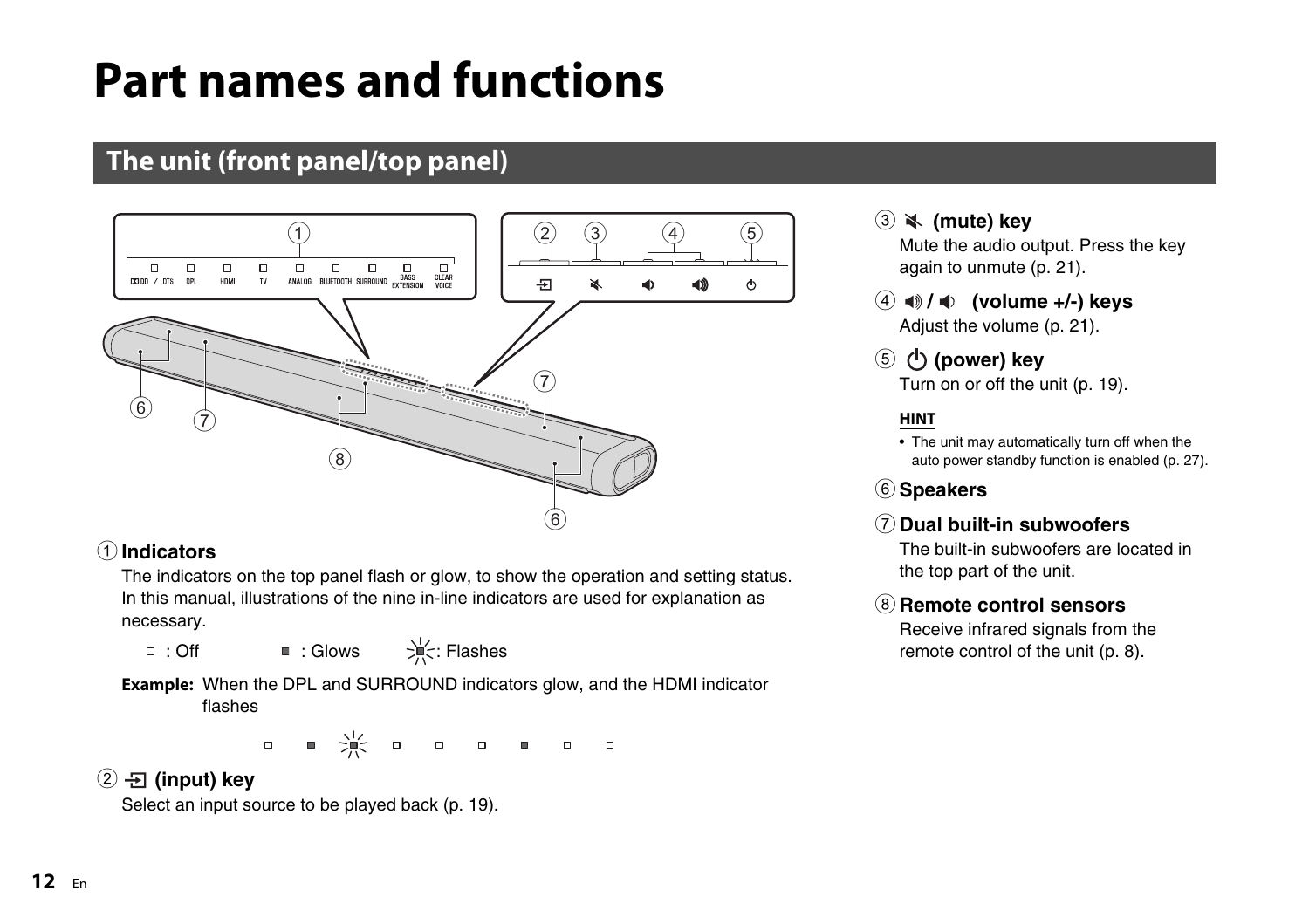# Part names and functions

## The unit (front panel/top panel)

① **Indicators**

The indicators on the top panel flash or glow, to show the operation and setting status. In this manual, illustrations of the nine in-line indicators are used for explanation as necessary.

□ : Off ■ : Glows ☀ : Flashes

**Example:** When the DPL and SURROUND indicators glow, and the HDMI indicator flashes

□ ■ ☀ □ □ □ ■ □ □

② **(input) key**

Select an input source to be played back (p. 19).

③ **(mute) key**

Mute the audio output. Press the key again to unmute (p. 21).

④ **/ (volume +/-) keys**

Adjust the volume (p. 21).

⑤ **(power) key**

Turn on or off the unit (p. 19).

**HINT**

- The unit may automatically turn off when the auto power standby function is enabled (p. 27).

⑥ **Speakers**

⑦ **Dual built-in subwoofers**

The built-in subwoofers are located in the top part of the unit.

⑧ **Remote control sensors**

Receive infrared signals from the remote control of the unit (p. 8).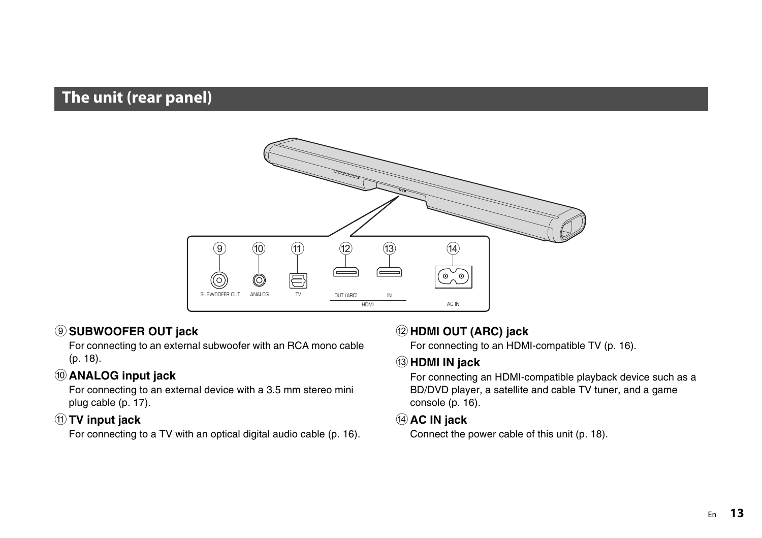## The unit (rear panel)

⑨ **SUBWOOFER OUT jack**

For connecting to an external subwoofer with an RCA mono cable (p. 18).

⑩ **ANALOG input jack**

For connecting to an external device with a 3.5 mm stereo mini plug cable (p. 17).

⑪ **TV input jack**

For connecting to a TV with an optical digital audio cable (p. 16).

⑫ **HDMI OUT (ARC) jack**

For connecting to an HDMI-compatible TV (p. 16).

⑬ **HDMI IN jack**

For connecting an HDMI-compatible playback device such as a BD/DVD player, a satellite and cable TV tuner, and a game console (p. 16).

⑭ **AC IN jack**

Connect the power cable of this unit (p. 18).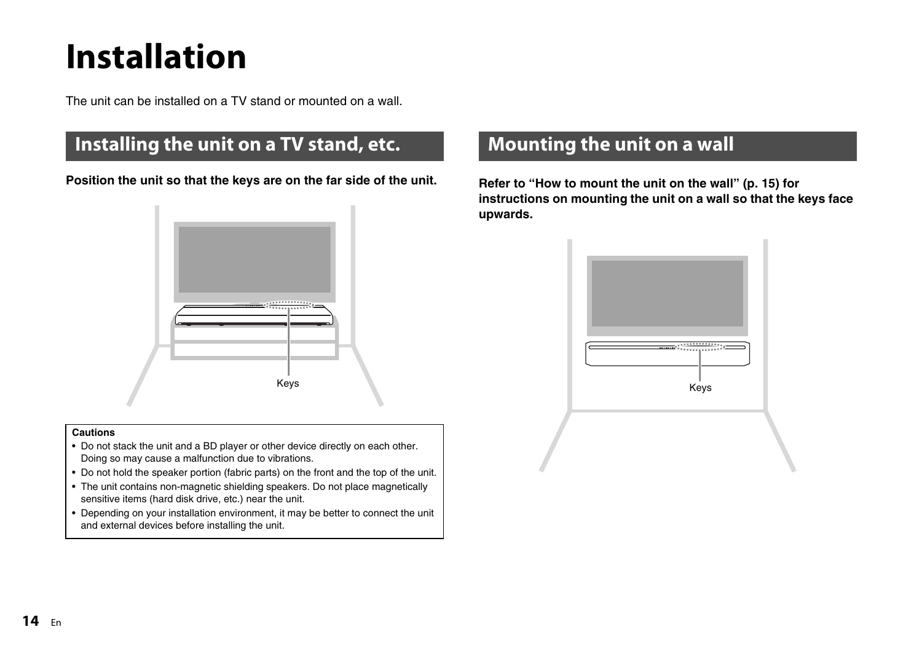# Installation

The unit can be installed on a TV stand or mounted on a wall.

## Installing the unit on a TV stand, etc.

**Position the unit so that the keys are on the far side of the unit.**

Keys

**Cautions**

- Do not stack the unit and a BD player or other device directly on each other. Doing so may cause a malfunction due to vibrations.
- Do not hold the speaker portion (fabric parts) on the front and the top of the unit.
- The unit contains non-magnetic shielding speakers. Do not place magnetically sensitive items (hard disk drive, etc.) near the unit.
- Depending on your installation environment, it may be better to connect the unit and external devices before installing the unit.

## Mounting the unit on a wall

**Refer to "How to mount the unit on the wall" (p. 15) for instructions on mounting the unit on a wall so that the keys face upwards.**

Keys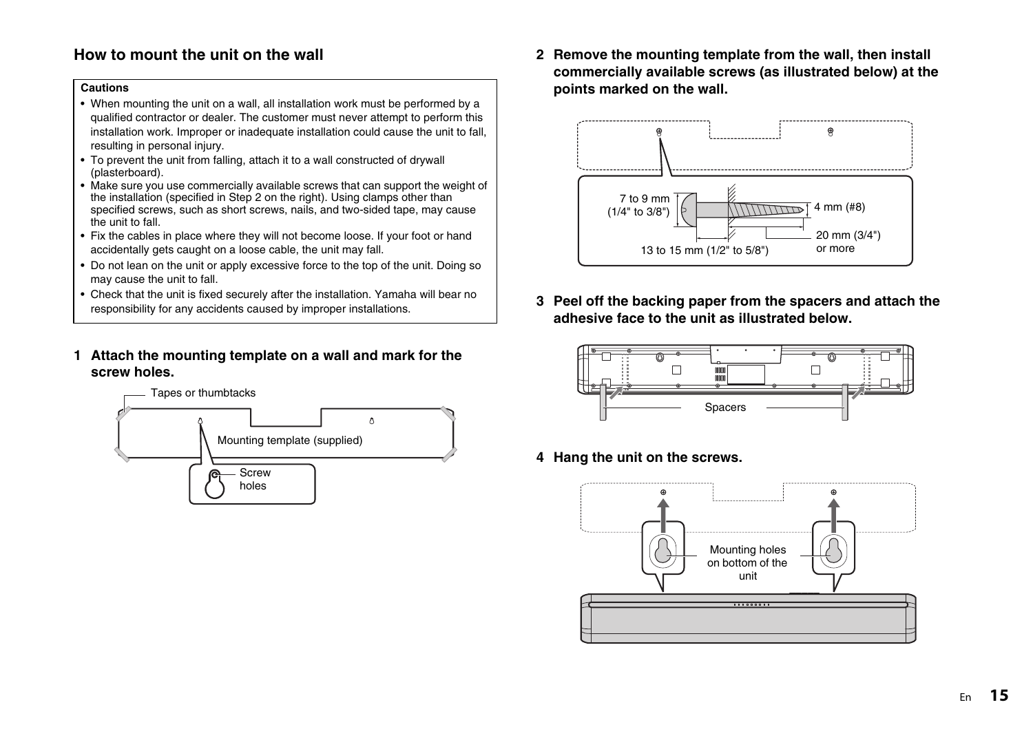## How to mount the unit on the wall

**Cautions**

- When mounting the unit on a wall, all installation work must be performed by a qualified contractor or dealer. The customer must never attempt to perform this installation work. Improper or inadequate installation could cause the unit to fall, resulting in personal injury.
- To prevent the unit from falling, attach it to a wall constructed of drywall (plasterboard).
- Make sure you use commercially available screws that can support the weight of the installation (specified in Step 2 on the right). Using clamps other than specified screws, such as short screws, nails, and two-sided tape, may cause the unit to fall.
- Fix the cables in place where they will not become loose. If your foot or hand accidentally gets caught on a loose cable, the unit may fall.
- Do not lean on the unit or apply excessive force to the top of the unit. Doing so may cause the unit to fall.
- Check that the unit is fixed securely after the installation. Yamaha will bear no responsibility for any accidents caused by improper installations.

**1 Attach the mounting template on a wall and mark for the screw holes.**

Tapes or thumbtacks

Mounting template (supplied)

Screw holes

**2 Remove the mounting template from the wall, then install commercially available screws (as illustrated below) at the points marked on the wall.**

7 to 9 mm (1/4" to 3/8")

4 mm (#8)

20 mm (3/4") or more

13 to 15 mm (1/2" to 5/8")

**3 Peel off the backing paper from the spacers and attach the adhesive face to the unit as illustrated below.**

Spacers

**4 Hang the unit on the screws.**

Mounting holes on bottom of the unit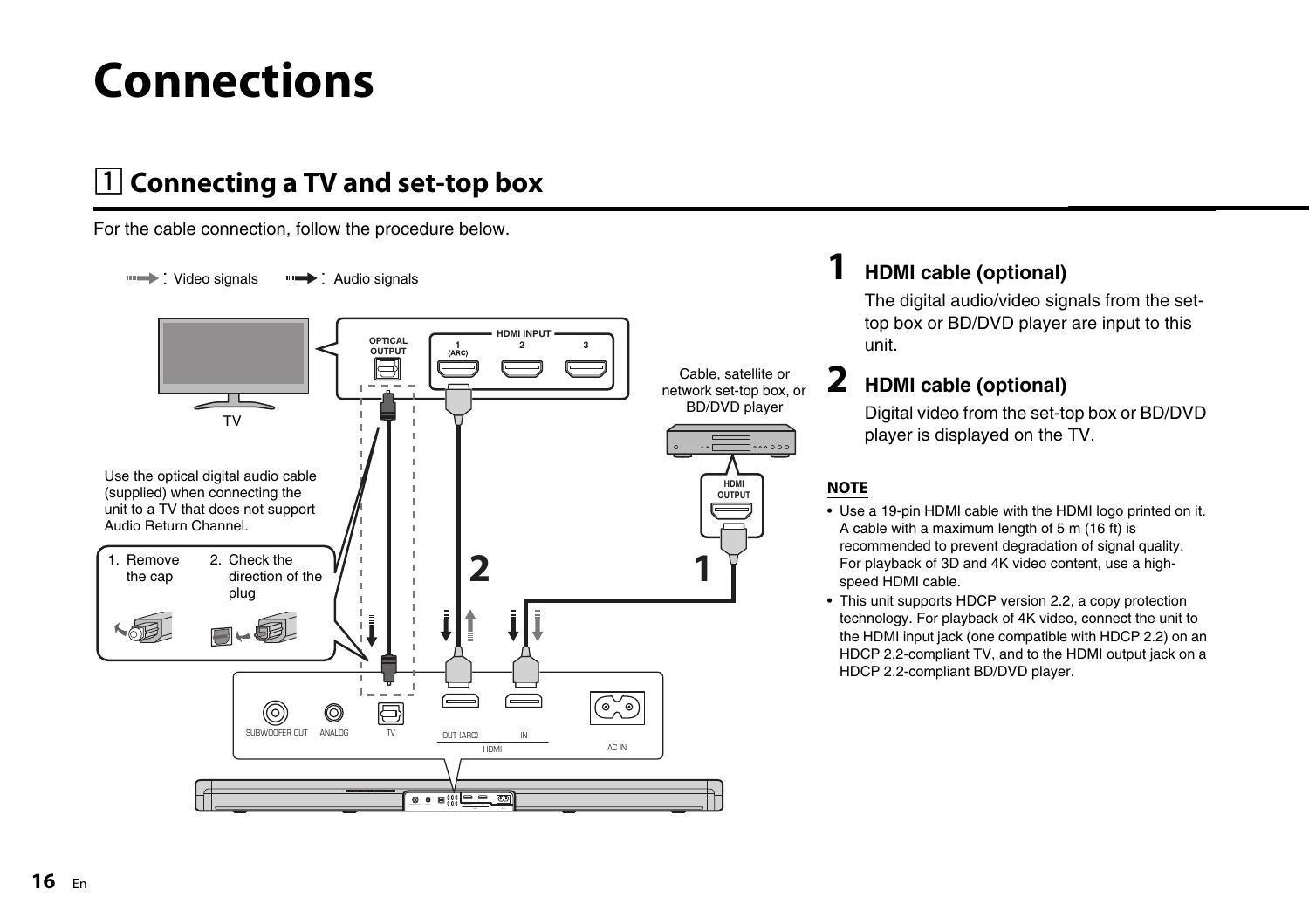# Connections

## 1 Connecting a TV and set-top box

For the cable connection, follow the procedure below.

Video signals / Audio signals

Use the optical digital audio cable (supplied) when connecting the unit to a TV that does not support Audio Return Channel.

1. Remove the cap
2. Check the direction of the plug

Cable, satellite or network set-top box, or BD/DVD player

### 1 HDMI cable (optional)

The digital audio/video signals from the set-top box or BD/DVD player are input to this unit.

### 2 HDMI cable (optional)

Digital video from the set-top box or BD/DVD player is displayed on the TV.

**NOTE**

- Use a 19-pin HDMI cable with the HDMI logo printed on it. A cable with a maximum length of 5 m (16 ft) is recommended to prevent degradation of signal quality. For playback of 3D and 4K video content, use a high-speed HDMI cable.
- This unit supports HDCP version 2.2, a copy protection technology. For playback of 4K video, connect the unit to the HDMI input jack (one compatible with HDCP 2.2) on an HDCP 2.2-compliant TV, and to the HDMI output jack on a HDCP 2.2-compliant BD/DVD player.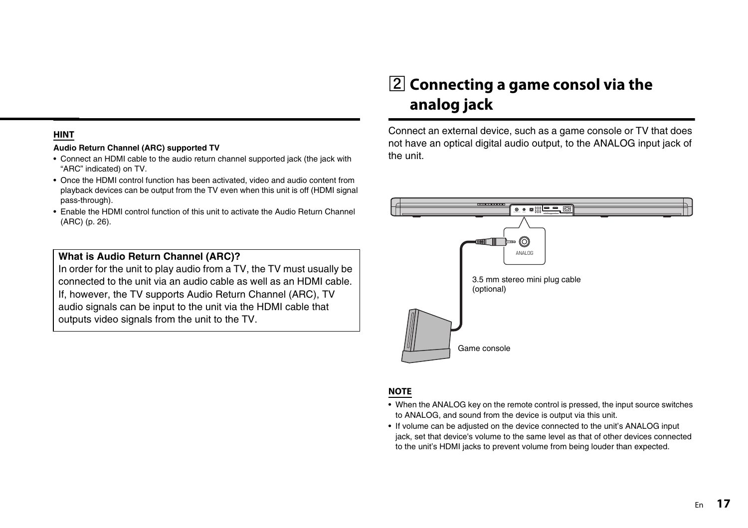**HINT**

**Audio Return Channel (ARC) supported TV**

- Connect an HDMI cable to the audio return channel supported jack (the jack with "ARC" indicated) on TV.
- Once the HDMI control function has been activated, video and audio content from playback devices can be output from the TV even when this unit is off (HDMI signal pass-through).
- Enable the HDMI control function of this unit to activate the Audio Return Channel (ARC) (p. 26).

**What is Audio Return Channel (ARC)?**
In order for the unit to play audio from a TV, the TV must usually be connected to the unit via an audio cable as well as an HDMI cable. If, however, the TV supports Audio Return Channel (ARC), TV audio signals can be input to the unit via the HDMI cable that outputs video signals from the unit to the TV.

## 2 Connecting a game consol via the analog jack

Connect an external device, such as a game console or TV that does not have an optical digital audio output, to the ANALOG input jack of the unit.

ANALOG

3.5 mm stereo mini plug cable (optional)

Game console

**NOTE**

- When the ANALOG key on the remote control is pressed, the input source switches to ANALOG, and sound from the device is output via this unit.
- If volume can be adjusted on the device connected to the unit's ANALOG input jack, set that device's volume to the same level as that of other devices connected to the unit's HDMI jacks to prevent volume from being louder than expected.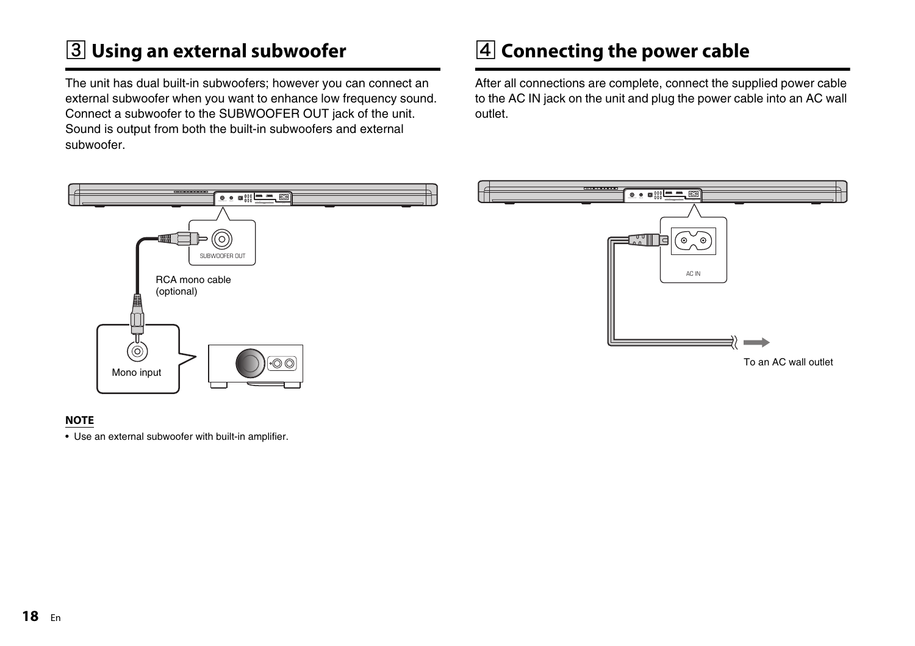## 3 Using an external subwoofer

The unit has dual built-in subwoofers; however you can connect an external subwoofer when you want to enhance low frequency sound. Connect a subwoofer to the SUBWOOFER OUT jack of the unit. Sound is output from both the built-in subwoofers and external subwoofer.

SUBWOOFER OUT

RCA mono cable (optional)

Mono input

**NOTE**

- Use an external subwoofer with built-in amplifier.

## 4 Connecting the power cable

After all connections are complete, connect the supplied power cable to the AC IN jack on the unit and plug the power cable into an AC wall outlet.

AC IN

To an AC wall outlet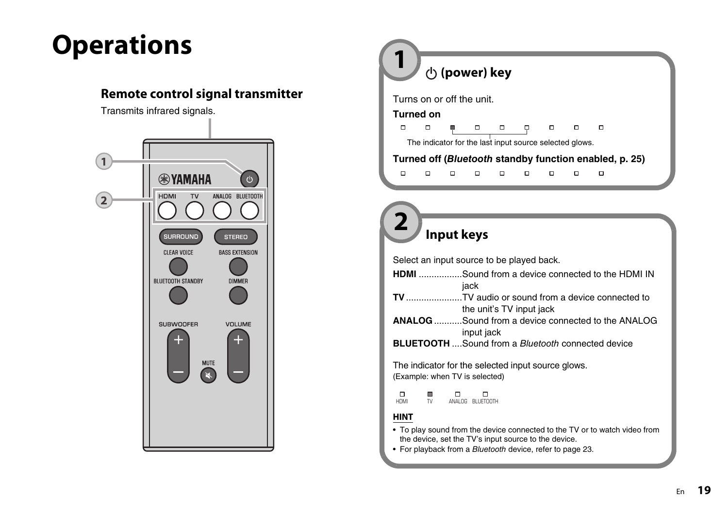# Operations

## Remote control signal transmitter

Transmits infrared signals.

## 1 (power) key

Turns on or off the unit.

**Turned on**

The indicator for the last input source selected glows.

**Turned off (*Bluetooth* standby function enabled, p. 25)**

## 2 Input keys

Select an input source to be played back.

**HDMI** .................Sound from a device connected to the HDMI IN jack

**TV** ......................TV audio or sound from a device connected to the unit's TV input jack

**ANALOG** ...........Sound from a device connected to the ANALOG input jack

**BLUETOOTH** ....Sound from a *Bluetooth* connected device

The indicator for the selected input source glows.
(Example: when TV is selected)

HDMI TV ANALOG BLUETOOTH

**HINT**

- To play sound from the device connected to the TV or to watch video from the device, set the TV's input source to the device.
- For playback from a *Bluetooth* device, refer to page 23.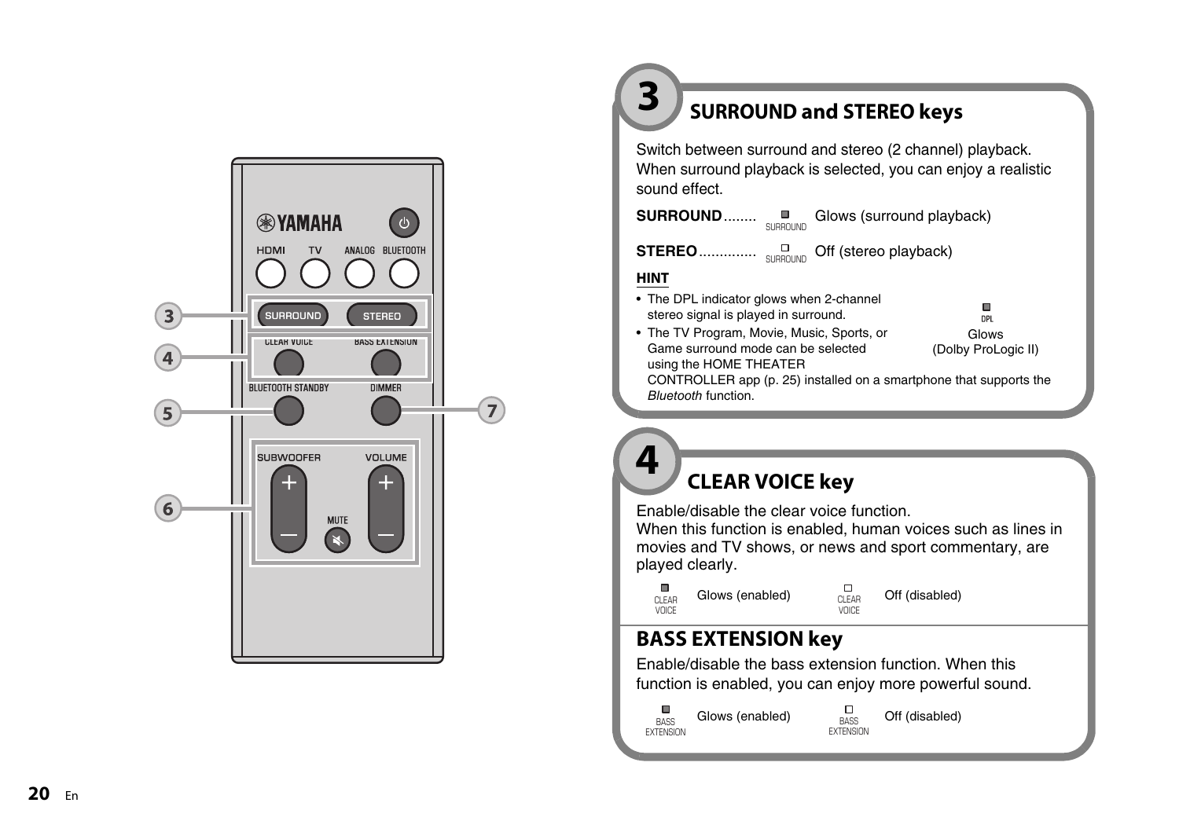## 3 SURROUND and STEREO keys

Switch between surround and stereo (2 channel) playback. When surround playback is selected, you can enjoy a realistic sound effect.

**SURROUND**........ SURROUND Glows (surround playback)

**STEREO**............. SURROUND Off (stereo playback)

**HINT**

- The DPL indicator glows when 2-channel stereo signal is played in surround.
- The TV Program, Movie, Music, Sports, or Game surround mode can be selected using the HOME THEATER CONTROLLER app (p. 25) installed on a smartphone that supports the *Bluetooth* function.

DPL Glows (Dolby ProLogic II)

## 4 CLEAR VOICE key

Enable/disable the clear voice function.
When this function is enabled, human voices such as lines in movies and TV shows, or news and sport commentary, are played clearly.

CLEAR VOICE Glows (enabled) CLEAR VOICE Off (disabled)

## BASS EXTENSION key

Enable/disable the bass extension function. When this function is enabled, you can enjoy more powerful sound.

BASS EXTENSION Glows (enabled) BASS EXTENSION Off (disabled)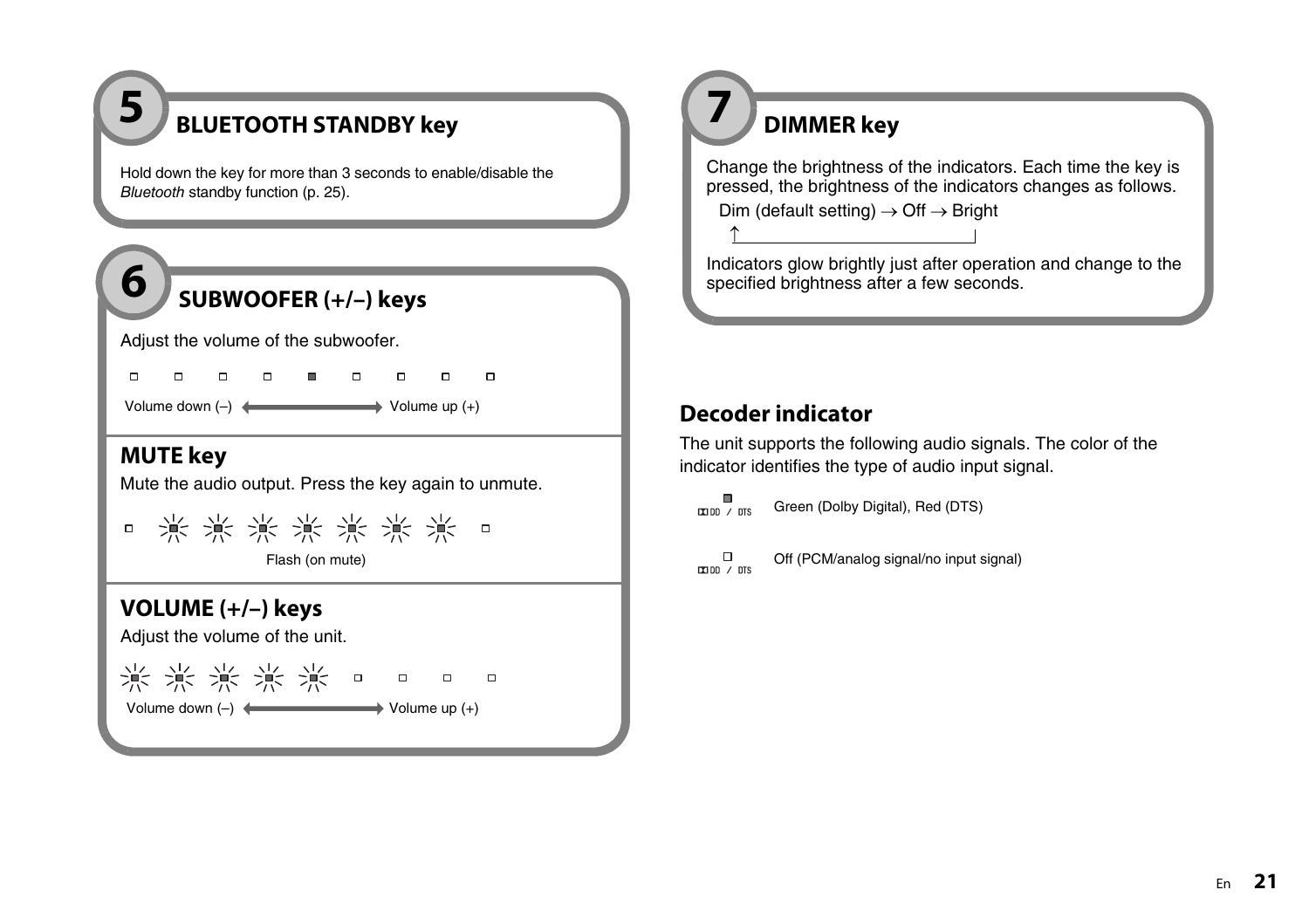## 5 BLUETOOTH STANDBY key

Hold down the key for more than 3 seconds to enable/disable the *Bluetooth* standby function (p. 25).

## 6 SUBWOOFER (+/–) keys

Adjust the volume of the subwoofer.

Volume down (–) ⟷ Volume up (+)

### MUTE key

Mute the audio output. Press the key again to unmute.

Flash (on mute)

### VOLUME (+/–) keys

Adjust the volume of the unit.

Volume down (–) ⟷ Volume up (+)

## 7 DIMMER key

Change the brightness of the indicators. Each time the key is pressed, the brightness of the indicators changes as follows.

Dim (default setting) → Off → Bright

Indicators glow brightly just after operation and change to the specified brightness after a few seconds.

## Decoder indicator

The unit supports the following audio signals. The color of the indicator identifies the type of audio input signal.

DD / DTS: Green (Dolby Digital), Red (DTS)

DD / DTS: Off (PCM/analog signal/no input signal)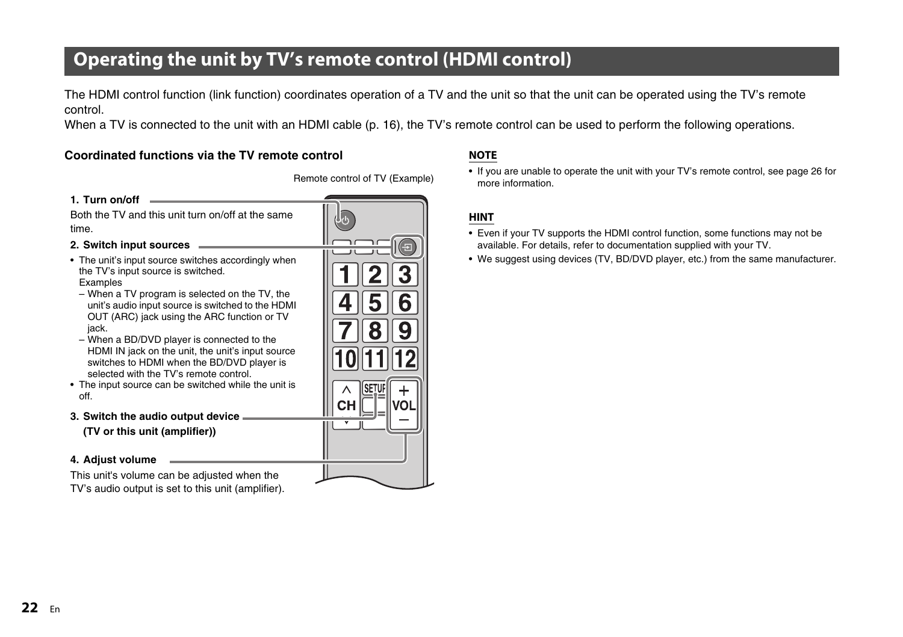# Operating the unit by TV's remote control (HDMI control)

The HDMI control function (link function) coordinates operation of a TV and the unit so that the unit can be operated using the TV's remote control.
When a TV is connected to the unit with an HDMI cable (p. 16), the TV's remote control can be used to perform the following operations.

### Coordinated functions via the TV remote control

Remote control of TV (Example)

**1. Turn on/off**

Both the TV and this unit turn on/off at the same time.

**2. Switch input sources**

- The unit's input source switches accordingly when the TV's input source is switched.
  Examples
  - When a TV program is selected on the TV, the unit's audio input source is switched to the HDMI OUT (ARC) jack using the ARC function or TV jack.
  - When a BD/DVD player is connected to the HDMI IN jack on the unit, the unit's input source switches to HDMI when the BD/DVD player is selected with the TV's remote control.
- The input source can be switched while the unit is off.

**3. Switch the audio output device (TV or this unit (amplifier))**

**4. Adjust volume**

This unit's volume can be adjusted when the TV's audio output is set to this unit (amplifier).

**NOTE**

- If you are unable to operate the unit with your TV's remote control, see page 26 for more information.

**HINT**

- Even if your TV supports the HDMI control function, some functions may not be available. For details, refer to documentation supplied with your TV.
- We suggest using devices (TV, BD/DVD player, etc.) from the same manufacturer.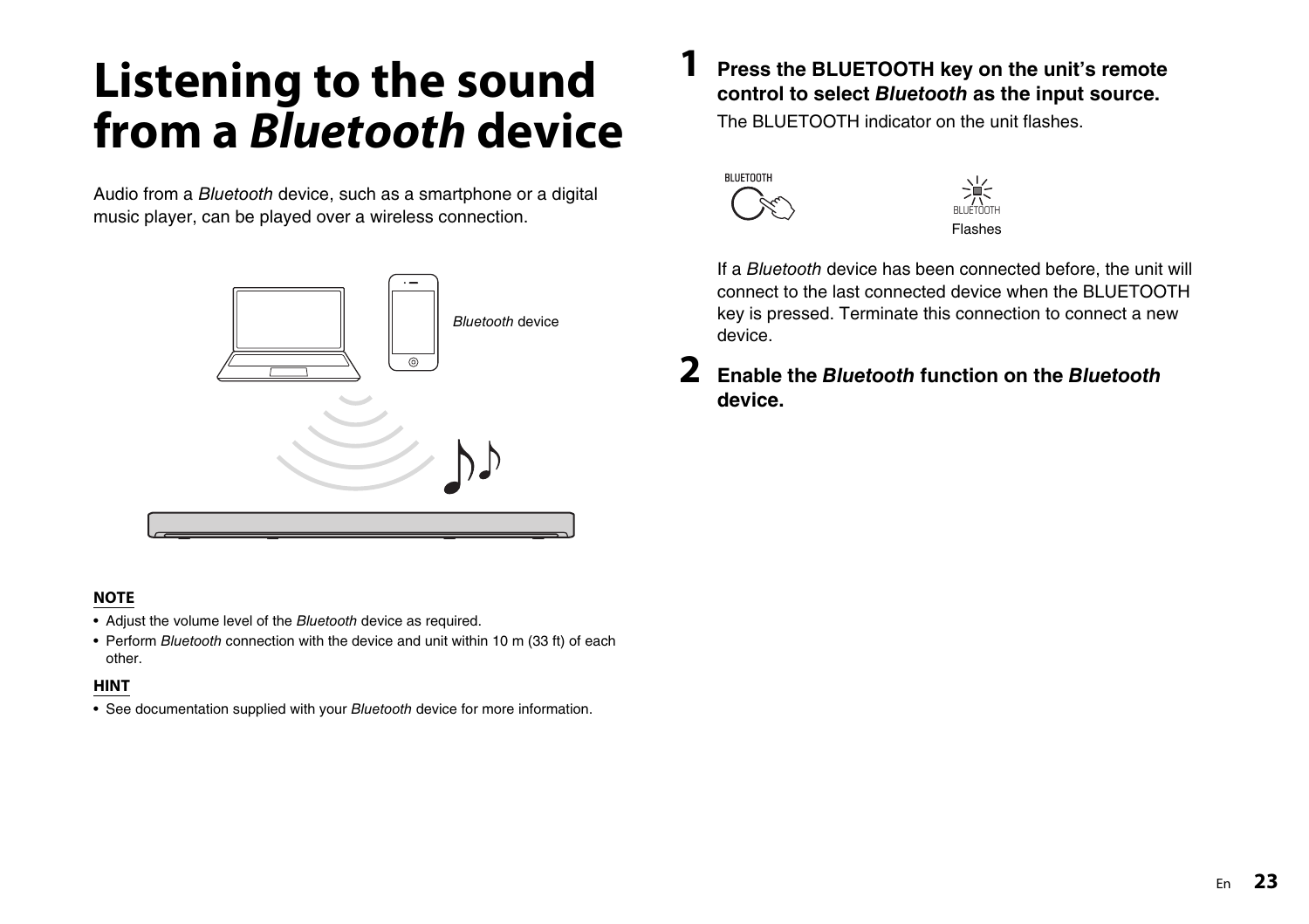# Listening to the sound from a *Bluetooth* device

Audio from a *Bluetooth* device, such as a smartphone or a digital music player, can be played over a wireless connection.

*Bluetooth* device

**NOTE**

- Adjust the volume level of the *Bluetooth* device as required.
- Perform *Bluetooth* connection with the device and unit within 10 m (33 ft) of each other.

**HINT**

- See documentation supplied with your *Bluetooth* device for more information.

**1** **Press the BLUETOOTH key on the unit's remote control to select *Bluetooth* as the input source.**

The BLUETOOTH indicator on the unit flashes.

BLUETOOTH

BLUETOOTH

Flashes

If a *Bluetooth* device has been connected before, the unit will connect to the last connected device when the BLUETOOTH key is pressed. Terminate this connection to connect a new device.

**2** **Enable the *Bluetooth* function on the *Bluetooth* device.**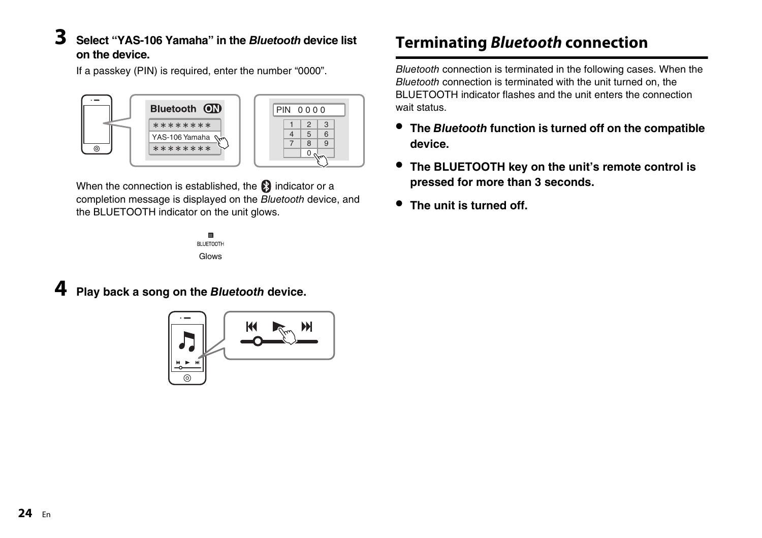**3** **Select "YAS-106 Yamaha" in the *Bluetooth* device list on the device.**

If a passkey (PIN) is required, enter the number "0000".

When the connection is established, the indicator or a completion message is displayed on the *Bluetooth* device, and the BLUETOOTH indicator on the unit glows.

**4** **Play back a song on the *Bluetooth* device.**

## Terminating *Bluetooth* connection

*Bluetooth* connection is terminated in the following cases. When the *Bluetooth* connection is terminated with the unit turned on, the BLUETOOTH indicator flashes and the unit enters the connection wait status.

- **The *Bluetooth* function is turned off on the compatible device.**
- **The BLUETOOTH key on the unit's remote control is pressed for more than 3 seconds.**
- **The unit is turned off.**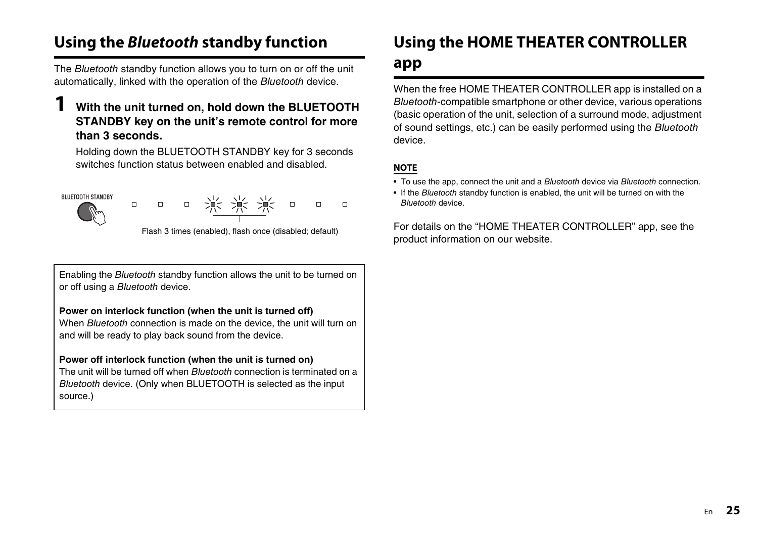## Using the *Bluetooth* standby function

The *Bluetooth* standby function allows you to turn on or off the unit automatically, linked with the operation of the *Bluetooth* device.

**1 With the unit turned on, hold down the BLUETOOTH STANDBY key on the unit's remote control for more than 3 seconds.**

Holding down the BLUETOOTH STANDBY key for 3 seconds switches function status between enabled and disabled.

BLUETOOTH STANDBY

Flash 3 times (enabled), flash once (disabled; default)

Enabling the *Bluetooth* standby function allows the unit to be turned on or off using a *Bluetooth* device.

**Power on interlock function (when the unit is turned off)**
When *Bluetooth* connection is made on the device, the unit will turn on and will be ready to play back sound from the device.

**Power off interlock function (when the unit is turned on)**
The unit will be turned off when *Bluetooth* connection is terminated on a *Bluetooth* device. (Only when BLUETOOTH is selected as the input source.)

## Using the HOME THEATER CONTROLLER app

When the free HOME THEATER CONTROLLER app is installed on a *Bluetooth*-compatible smartphone or other device, various operations (basic operation of the unit, selection of a surround mode, adjustment of sound settings, etc.) can be easily performed using the *Bluetooth* device.

**NOTE**

- To use the app, connect the unit and a *Bluetooth* device via *Bluetooth* connection.
- If the *Bluetooth* standby function is enabled, the unit will be turned on with the *Bluetooth* device.

For details on the "HOME THEATER CONTROLLER" app, see the product information on our website.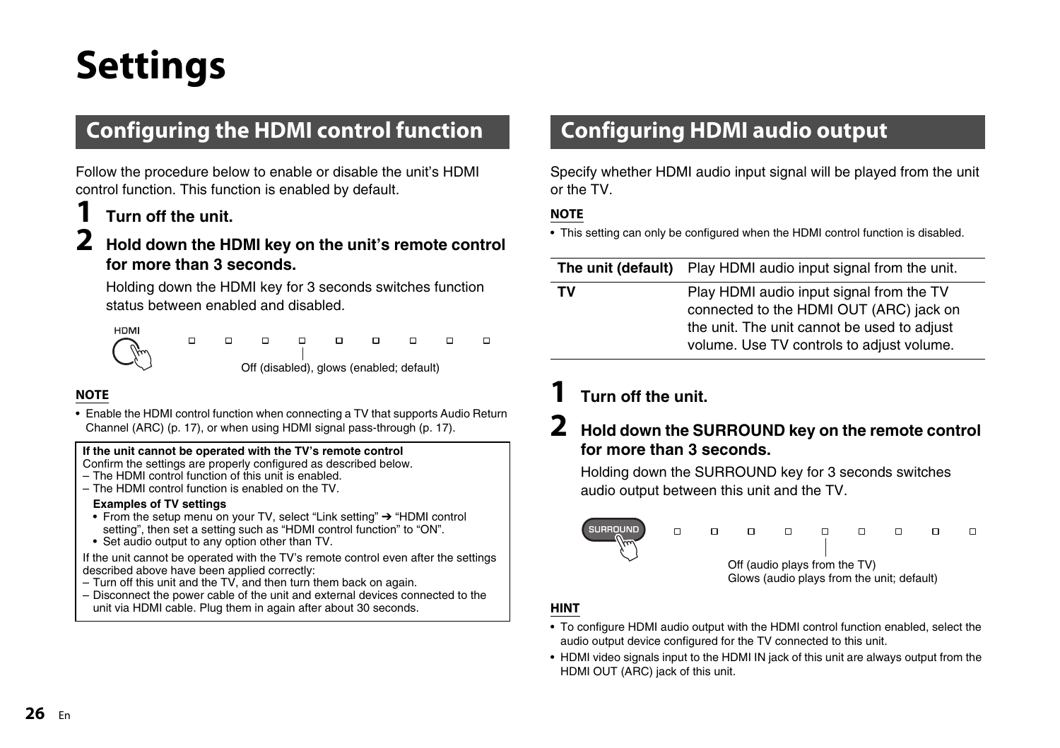# Settings

## Configuring the HDMI control function

Follow the procedure below to enable or disable the unit's HDMI control function. This function is enabled by default.

**1 Turn off the unit.**

**2 Hold down the HDMI key on the unit's remote control for more than 3 seconds.**

Holding down the HDMI key for 3 seconds switches function status between enabled and disabled.

HDMI

Off (disabled), glows (enabled; default)

**NOTE**

- Enable the HDMI control function when connecting a TV that supports Audio Return Channel (ARC) (p. 17), or when using HDMI signal pass-through (p. 17).

**If the unit cannot be operated with the TV's remote control**

Confirm the settings are properly configured as described below.

– The HDMI control function of this unit is enabled.

– The HDMI control function is enabled on the TV.

**Examples of TV settings**

- From the setup menu on your TV, select "Link setting" ➔ "HDMI control setting", then set a setting such as "HDMI control function" to "ON".
- Set audio output to any option other than TV.

If the unit cannot be operated with the TV's remote control even after the settings described above have been applied correctly:

– Turn off this unit and the TV, and then turn them back on again.

– Disconnect the power cable of the unit and external devices connected to the unit via HDMI cable. Plug them in again after about 30 seconds.

## Configuring HDMI audio output

Specify whether HDMI audio input signal will be played from the unit or the TV.

**NOTE**

- This setting can only be configured when the HDMI control function is disabled.

| | |
|---|---|
| **The unit (default)** | Play HDMI audio input signal from the unit. |
| **TV** | Play HDMI audio input signal from the TV connected to the HDMI OUT (ARC) jack on the unit. The unit cannot be used to adjust volume. Use TV controls to adjust volume. |

**1 Turn off the unit.**

**2 Hold down the SURROUND key on the remote control for more than 3 seconds.**

Holding down the SURROUND key for 3 seconds switches audio output between this unit and the TV.

SURROUND

Off (audio plays from the TV)
Glows (audio plays from the unit; default)

**HINT**

- To configure HDMI audio output with the HDMI control function enabled, select the audio output device configured for the TV connected to this unit.
- HDMI video signals input to the HDMI IN jack of this unit are always output from the HDMI OUT (ARC) jack of this unit.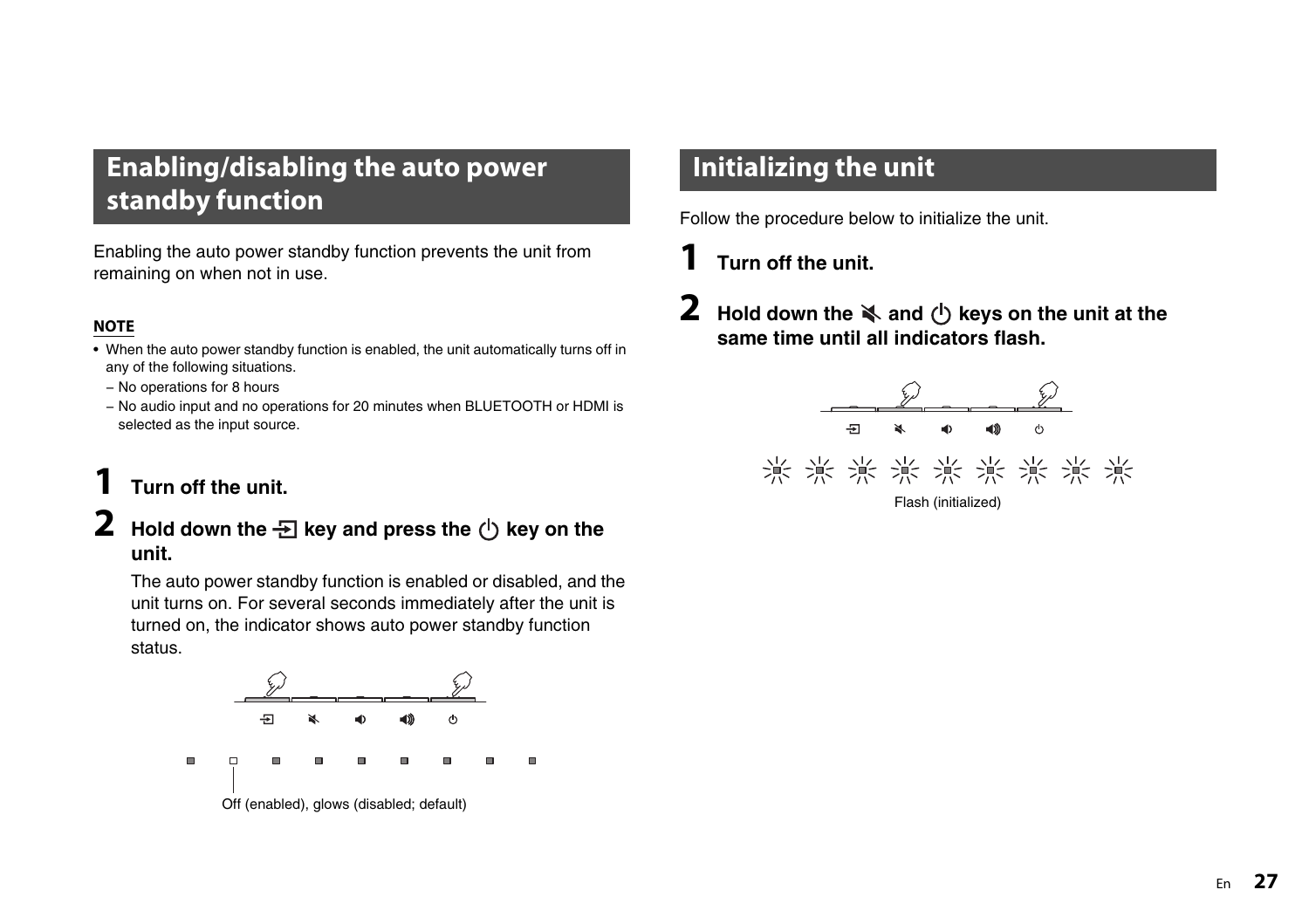## Enabling/disabling the auto power standby function

Enabling the auto power standby function prevents the unit from remaining on when not in use.

**NOTE**

- When the auto power standby function is enabled, the unit automatically turns off in any of the following situations.
  - No operations for 8 hours
  - No audio input and no operations for 20 minutes when BLUETOOTH or HDMI is selected as the input source.

**1 Turn off the unit.**

**2 Hold down the ⇥ key and press the ⏻ key on the unit.**

The auto power standby function is enabled or disabled, and the unit turns on. For several seconds immediately after the unit is turned on, the indicator shows auto power standby function status.

Off (enabled), glows (disabled; default)

## Initializing the unit

Follow the procedure below to initialize the unit.

**1 Turn off the unit.**

**2 Hold down the 🔇 and ⏻ keys on the unit at the same time until all indicators flash.**

Flash (initialized)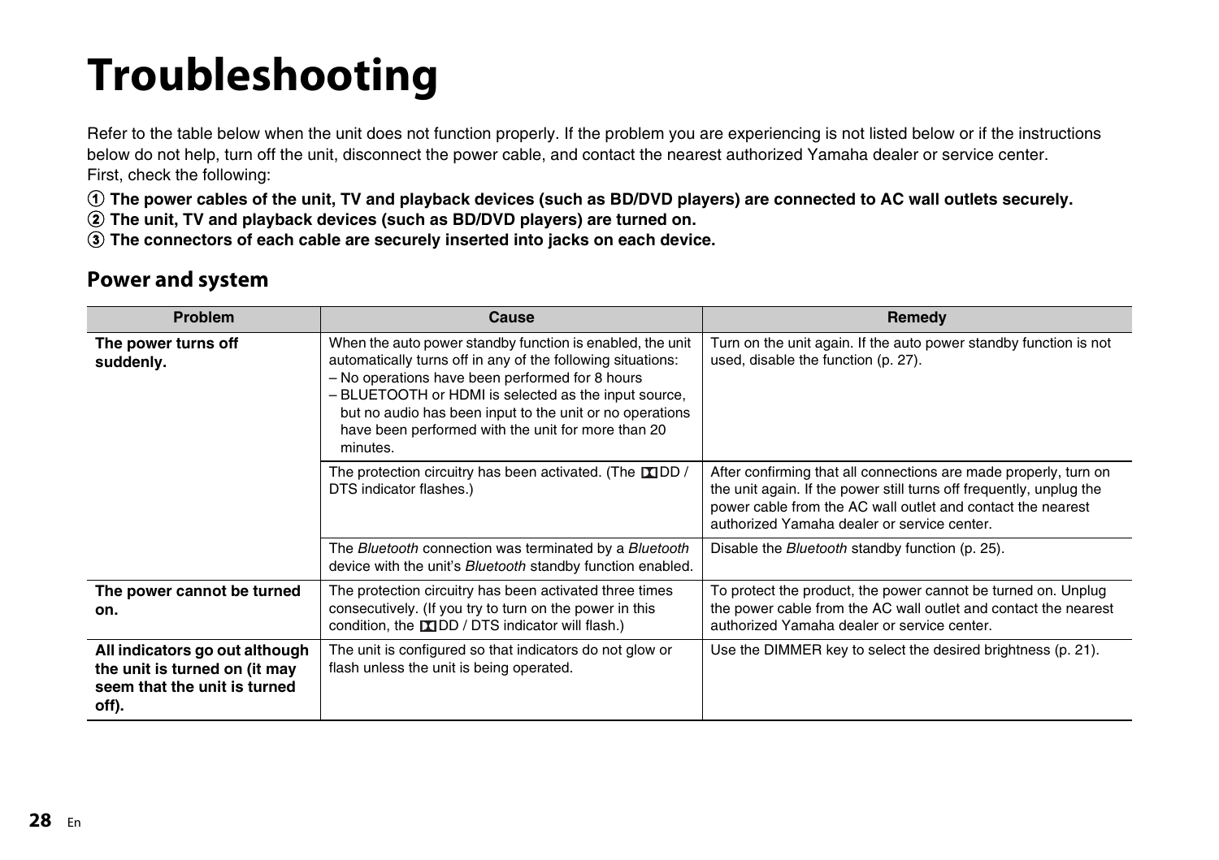# Troubleshooting

Refer to the table below when the unit does not function properly. If the problem you are experiencing is not listed below or if the instructions below do not help, turn off the unit, disconnect the power cable, and contact the nearest authorized Yamaha dealer or service center.
First, check the following:

① **The power cables of the unit, TV and playback devices (such as BD/DVD players) are connected to AC wall outlets securely.**
② **The unit, TV and playback devices (such as BD/DVD players) are turned on.**
③ **The connectors of each cable are securely inserted into jacks on each device.**

## Power and system

| Problem | Cause | Remedy |
| --- | --- | --- |
| **The power turns off suddenly.** | When the auto power standby function is enabled, the unit automatically turns off in any of the following situations:<br>– No operations have been performed for 8 hours<br>– BLUETOOTH or HDMI is selected as the input source, but no audio has been input to the unit or no operations have been performed with the unit for more than 20 minutes. | Turn on the unit again. If the auto power standby function is not used, disable the function (p. 27). |
| | The protection circuitry has been activated. (The DD / DTS indicator flashes.) | After confirming that all connections are made properly, turn on the unit again. If the power still turns off frequently, unplug the power cable from the AC wall outlet and contact the nearest authorized Yamaha dealer or service center. |
| | The *Bluetooth* connection was terminated by a *Bluetooth* device with the unit's *Bluetooth* standby function enabled. | Disable the *Bluetooth* standby function (p. 25). |
| **The power cannot be turned on.** | The protection circuitry has been activated three times consecutively. (If you try to turn on the power in this condition, the DD / DTS indicator will flash.) | To protect the product, the power cannot be turned on. Unplug the power cable from the AC wall outlet and contact the nearest authorized Yamaha dealer or service center. |
| **All indicators go out although the unit is turned on (it may seem that the unit is turned off).** | The unit is configured so that indicators do not glow or flash unless the unit is being operated. | Use the DIMMER key to select the desired brightness (p. 21). |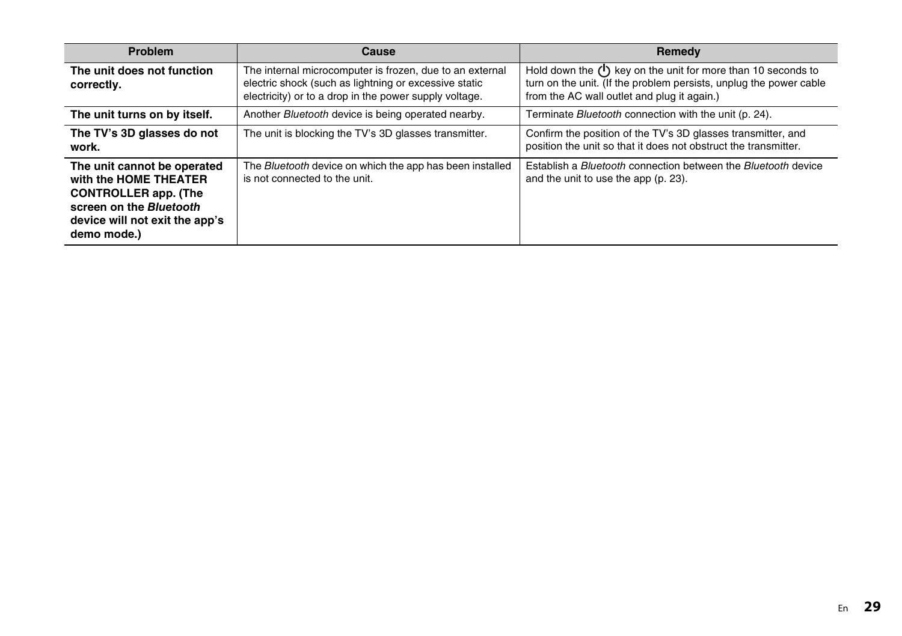| Problem | Cause | Remedy |
|---|---|---|
| **The unit does not function correctly.** | The internal microcomputer is frozen, due to an external electric shock (such as lightning or excessive static electricity) or to a drop in the power supply voltage. | Hold down the ⏻ key on the unit for more than 10 seconds to turn on the unit. (If the problem persists, unplug the power cable from the AC wall outlet and plug it again.) |
| **The unit turns on by itself.** | Another *Bluetooth* device is being operated nearby. | Terminate *Bluetooth* connection with the unit (p. 24). |
| **The TV's 3D glasses do not work.** | The unit is blocking the TV's 3D glasses transmitter. | Confirm the position of the TV's 3D glasses transmitter, and position the unit so that it does not obstruct the transmitter. |
| **The unit cannot be operated with the HOME THEATER CONTROLLER app. (The screen on the *Bluetooth* device will not exit the app's demo mode.)** | The *Bluetooth* device on which the app has been installed is not connected to the unit. | Establish a *Bluetooth* connection between the *Bluetooth* device and the unit to use the app (p. 23). |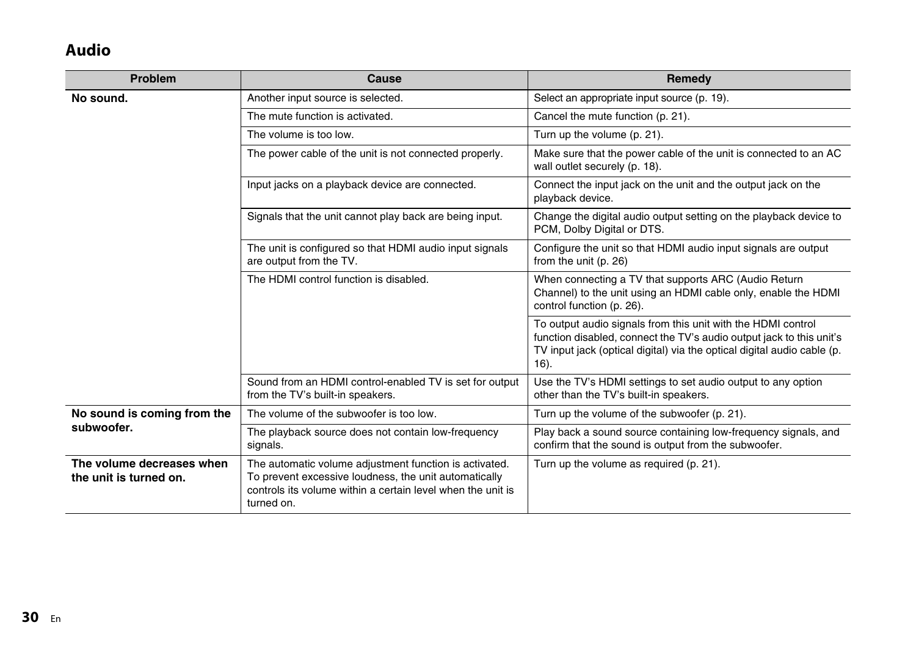## Audio

| Problem | Cause | Remedy |
|---|---|---|
| **No sound.** | Another input source is selected. | Select an appropriate input source (p. 19). |
| | The mute function is activated. | Cancel the mute function (p. 21). |
| | The volume is too low. | Turn up the volume (p. 21). |
| | The power cable of the unit is not connected properly. | Make sure that the power cable of the unit is connected to an AC wall outlet securely (p. 18). |
| | Input jacks on a playback device are connected. | Connect the input jack on the unit and the output jack on the playback device. |
| | Signals that the unit cannot play back are being input. | Change the digital audio output setting on the playback device to PCM, Dolby Digital or DTS. |
| | The unit is configured so that HDMI audio input signals are output from the TV. | Configure the unit so that HDMI audio input signals are output from the unit (p. 26) |
| | The HDMI control function is disabled. | When connecting a TV that supports ARC (Audio Return Channel) to the unit using an HDMI cable only, enable the HDMI control function (p. 26). |
| | | To output audio signals from this unit with the HDMI control function disabled, connect the TV's audio output jack to this unit's TV input jack (optical digital) via the optical digital audio cable (p. 16). |
| | Sound from an HDMI control-enabled TV is set for output from the TV's built-in speakers. | Use the TV's HDMI settings to set audio output to any option other than the TV's built-in speakers. |
| **No sound is coming from the subwoofer.** | The volume of the subwoofer is too low. | Turn up the volume of the subwoofer (p. 21). |
| | The playback source does not contain low-frequency signals. | Play back a sound source containing low-frequency signals, and confirm that the sound is output from the subwoofer. |
| **The volume decreases when the unit is turned on.** | The automatic volume adjustment function is activated. To prevent excessive loudness, the unit automatically controls its volume within a certain level when the unit is turned on. | Turn up the volume as required (p. 21). |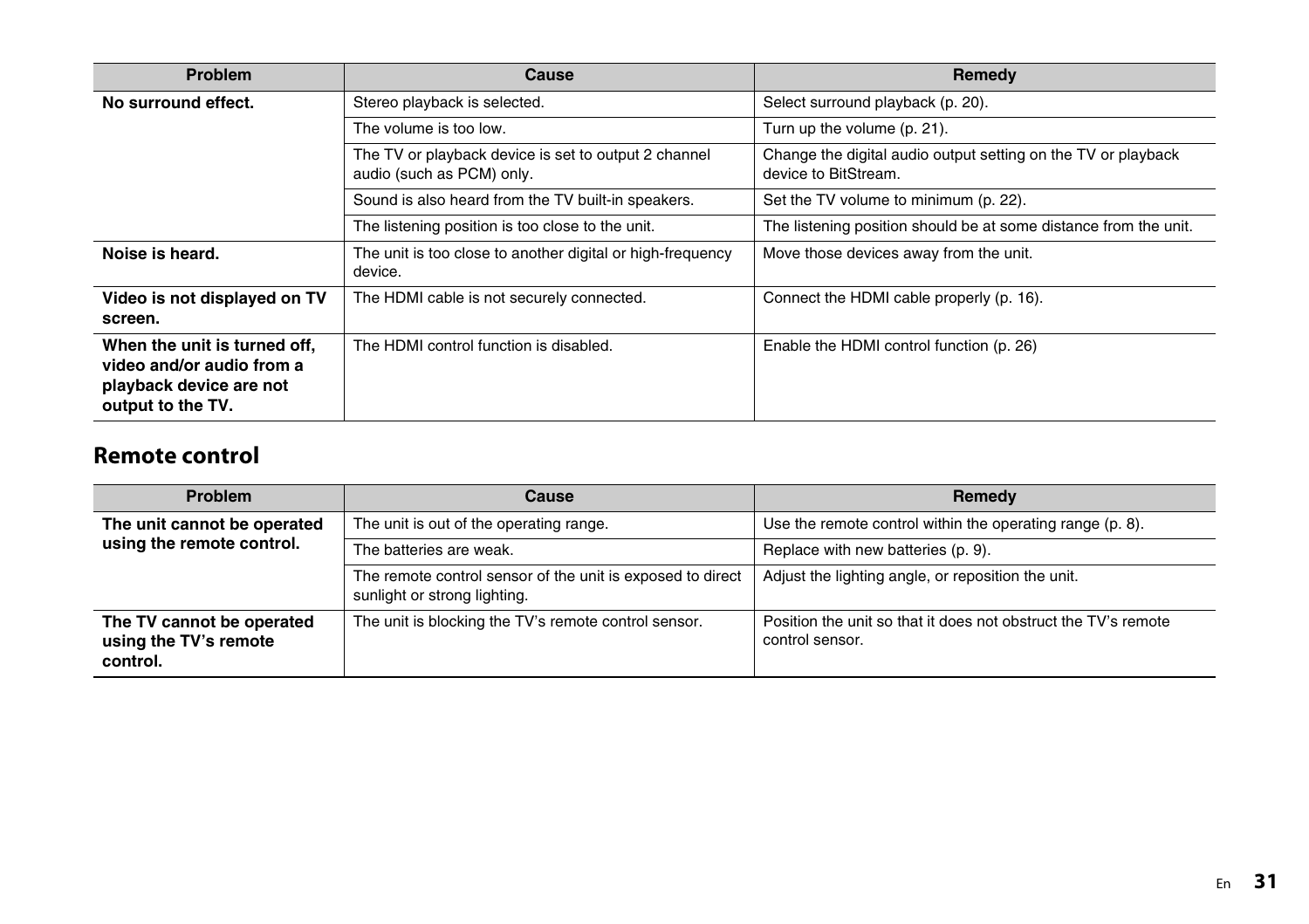| Problem | Cause | Remedy |
|---|---|---|
| **No surround effect.** | Stereo playback is selected. | Select surround playback (p. 20). |
| | The volume is too low. | Turn up the volume (p. 21). |
| | The TV or playback device is set to output 2 channel audio (such as PCM) only. | Change the digital audio output setting on the TV or playback device to BitStream. |
| | Sound is also heard from the TV built-in speakers. | Set the TV volume to minimum (p. 22). |
| | The listening position is too close to the unit. | The listening position should be at some distance from the unit. |
| **Noise is heard.** | The unit is too close to another digital or high-frequency device. | Move those devices away from the unit. |
| **Video is not displayed on TV screen.** | The HDMI cable is not securely connected. | Connect the HDMI cable properly (p. 16). |
| **When the unit is turned off, video and/or audio from a playback device are not output to the TV.** | The HDMI control function is disabled. | Enable the HDMI control function (p. 26) |

## Remote control

| Problem | Cause | Remedy |
|---|---|---|
| **The unit cannot be operated using the remote control.** | The unit is out of the operating range. | Use the remote control within the operating range (p. 8). |
| | The batteries are weak. | Replace with new batteries (p. 9). |
| | The remote control sensor of the unit is exposed to direct sunlight or strong lighting. | Adjust the lighting angle, or reposition the unit. |
| **The TV cannot be operated using the TV's remote control.** | The unit is blocking the TV's remote control sensor. | Position the unit so that it does not obstruct the TV's remote control sensor. |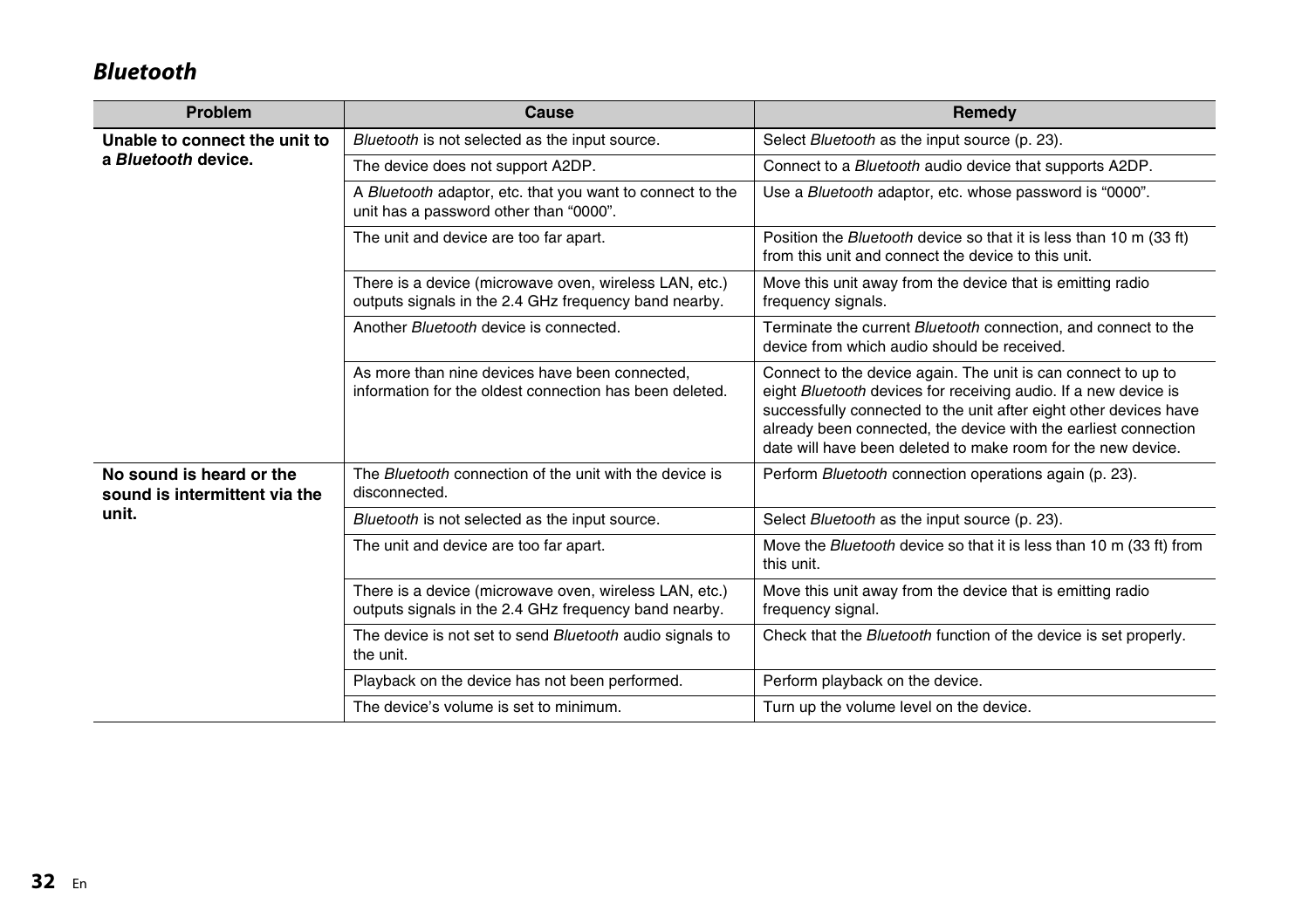## *Bluetooth*

| Problem | Cause | Remedy |
|---|---|---|
| **Unable to connect the unit to a *Bluetooth* device.** | *Bluetooth* is not selected as the input source. | Select *Bluetooth* as the input source (p. 23). |
| | The device does not support A2DP. | Connect to a *Bluetooth* audio device that supports A2DP. |
| | A *Bluetooth* adaptor, etc. that you want to connect to the unit has a password other than “0000”. | Use a *Bluetooth* adaptor, etc. whose password is “0000”. |
| | The unit and device are too far apart. | Position the *Bluetooth* device so that it is less than 10 m (33 ft) from this unit and connect the device to this unit. |
| | There is a device (microwave oven, wireless LAN, etc.) outputs signals in the 2.4 GHz frequency band nearby. | Move this unit away from the device that is emitting radio frequency signals. |
| | Another *Bluetooth* device is connected. | Terminate the current *Bluetooth* connection, and connect to the device from which audio should be received. |
| | As more than nine devices have been connected, information for the oldest connection has been deleted. | Connect to the device again. The unit is can connect to up to eight *Bluetooth* devices for receiving audio. If a new device is successfully connected to the unit after eight other devices have already been connected, the device with the earliest connection date will have been deleted to make room for the new device. |
| **No sound is heard or the sound is intermittent via the unit.** | The *Bluetooth* connection of the unit with the device is disconnected. | Perform *Bluetooth* connection operations again (p. 23). |
| | *Bluetooth* is not selected as the input source. | Select *Bluetooth* as the input source (p. 23). |
| | The unit and device are too far apart. | Move the *Bluetooth* device so that it is less than 10 m (33 ft) from this unit. |
| | There is a device (microwave oven, wireless LAN, etc.) outputs signals in the 2.4 GHz frequency band nearby. | Move this unit away from the device that is emitting radio frequency signal. |
| | The device is not set to send *Bluetooth* audio signals to the unit. | Check that the *Bluetooth* function of the device is set properly. |
| | Playback on the device has not been performed. | Perform playback on the device. |
| | The device’s volume is set to minimum. | Turn up the volume level on the device. |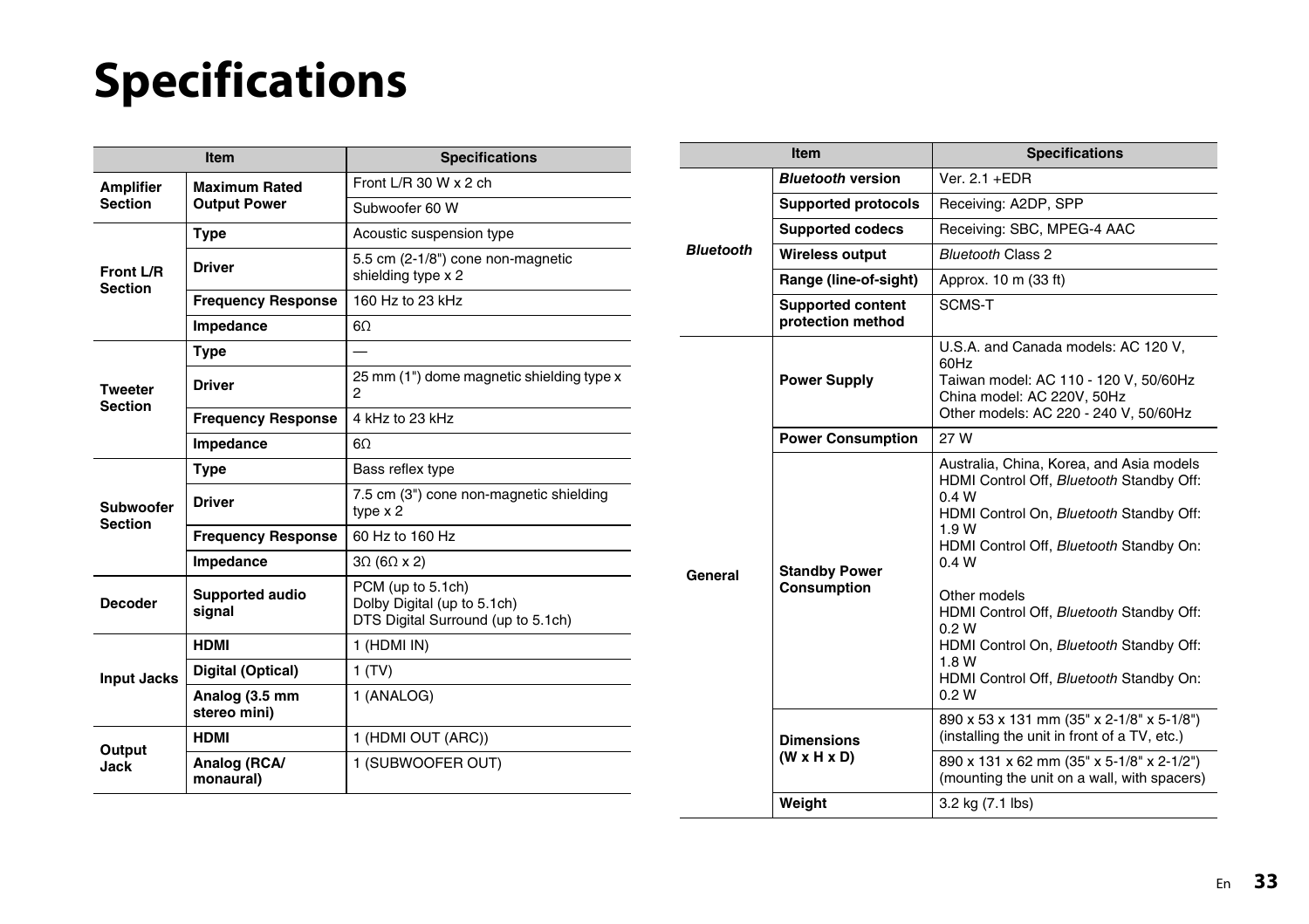# Specifications

| Item | | Specifications |
|---|---|---|
| **Amplifier Section** | **Maximum Rated Output Power** | Front L/R 30 W x 2 ch |
| | | Subwoofer 60 W |
| **Front L/R Section** | **Type** | Acoustic suspension type |
| | **Driver** | 5.5 cm (2-1/8") cone non-magnetic shielding type x 2 |
| | **Frequency Response** | 160 Hz to 23 kHz |
| | **Impedance** | 6Ω |
| **Tweeter Section** | **Type** | — |
| | **Driver** | 25 mm (1") dome magnetic shielding type x 2 |
| | **Frequency Response** | 4 kHz to 23 kHz |
| | **Impedance** | 6Ω |
| **Subwoofer Section** | **Type** | Bass reflex type |
| | **Driver** | 7.5 cm (3") cone non-magnetic shielding type x 2 |
| | **Frequency Response** | 60 Hz to 160 Hz |
| | **Impedance** | 3Ω (6Ω x 2) |
| **Decoder** | **Supported audio signal** | PCM (up to 5.1ch)<br>Dolby Digital (up to 5.1ch)<br>DTS Digital Surround (up to 5.1ch) |
| **Input Jacks** | **HDMI** | 1 (HDMI IN) |
| | **Digital (Optical)** | 1 (TV) |
| | **Analog (3.5 mm stereo mini)** | 1 (ANALOG) |
| **Output Jack** | **HDMI** | 1 (HDMI OUT (ARC)) |
| | **Analog (RCA/ monaural)** | 1 (SUBWOOFER OUT) |

| Item | | Specifications |
|---|---|---|
| ***Bluetooth*** | ***Bluetooth* version** | Ver. 2.1 +EDR |
| | **Supported protocols** | Receiving: A2DP, SPP |
| | **Supported codecs** | Receiving: SBC, MPEG-4 AAC |
| | **Wireless output** | *Bluetooth* Class 2 |
| | **Range (line-of-sight)** | Approx. 10 m (33 ft) |
| | **Supported content protection method** | SCMS-T |
| **General** | **Power Supply** | U.S.A. and Canada models: AC 120 V, 60Hz<br>Taiwan model: AC 110 - 120 V, 50/60Hz<br>China model: AC 220V, 50Hz<br>Other models: AC 220 - 240 V, 50/60Hz |
| | **Power Consumption** | 27 W |
| | **Standby Power Consumption** | Australia, China, Korea, and Asia models<br>HDMI Control Off, *Bluetooth* Standby Off: 0.4 W<br>HDMI Control On, *Bluetooth* Standby Off: 1.9 W<br>HDMI Control Off, *Bluetooth* Standby On: 0.4 W<br><br>Other models<br>HDMI Control Off, *Bluetooth* Standby Off: 0.2 W<br>HDMI Control On, *Bluetooth* Standby Off: 1.8 W<br>HDMI Control Off, *Bluetooth* Standby On: 0.2 W |
| | **Dimensions (W x H x D)** | 890 x 53 x 131 mm (35" x 2-1/8" x 5-1/8") (installing the unit in front of a TV, etc.) |
| | | 890 x 131 x 62 mm (35" x 5-1/8" x 2-1/2") (mounting the unit on a wall, with spacers) |
| | **Weight** | 3.2 kg (7.1 lbs) |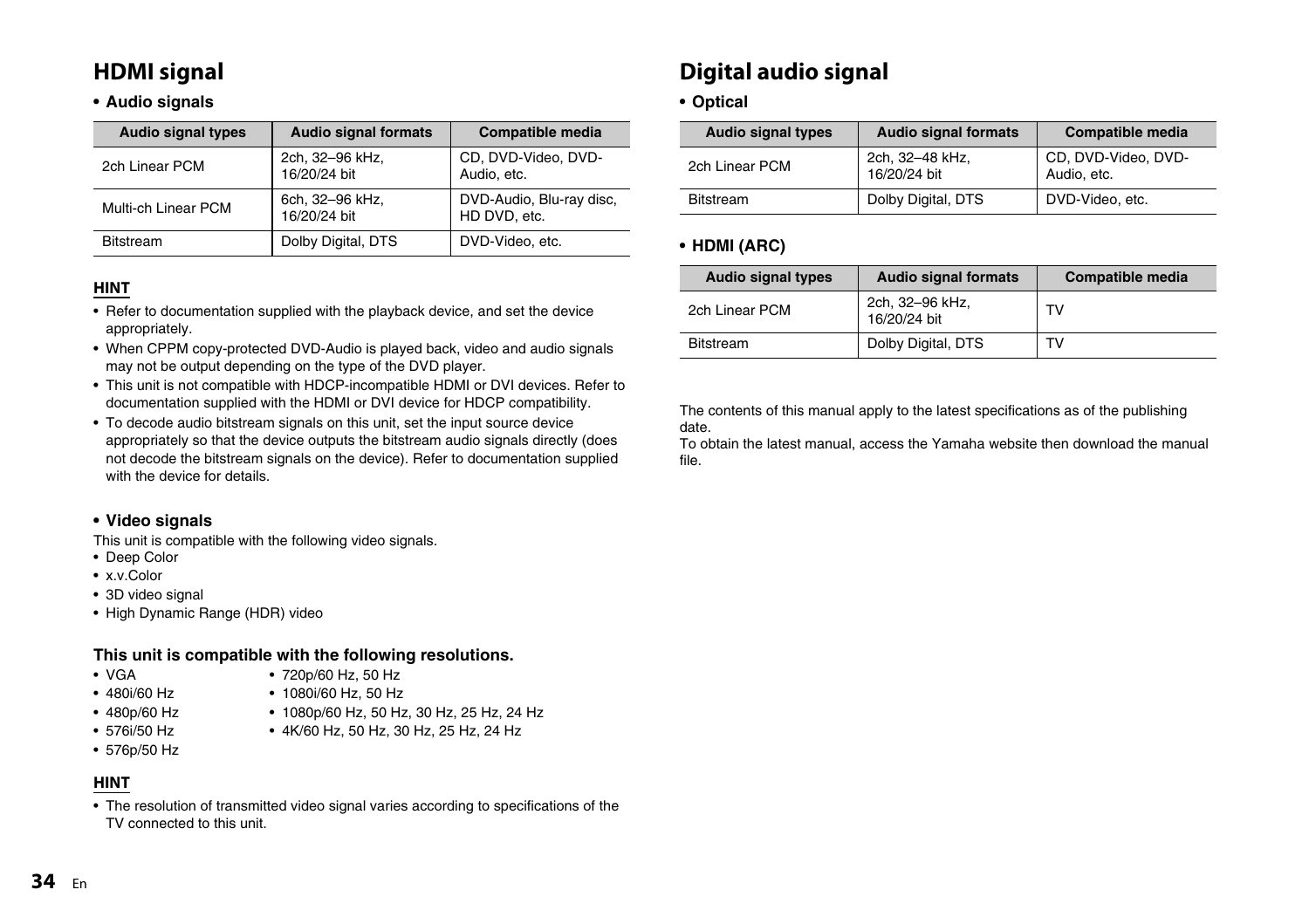## HDMI signal

- **Audio signals**

| Audio signal types | Audio signal formats | Compatible media |
|---|---|---|
| 2ch Linear PCM | 2ch, 32–96 kHz, 16/20/24 bit | CD, DVD-Video, DVD-Audio, etc. |
| Multi-ch Linear PCM | 6ch, 32–96 kHz, 16/20/24 bit | DVD-Audio, Blu-ray disc, HD DVD, etc. |
| Bitstream | Dolby Digital, DTS | DVD-Video, etc. |

**HINT**

- Refer to documentation supplied with the playback device, and set the device appropriately.
- When CPPM copy-protected DVD-Audio is played back, video and audio signals may not be output depending on the type of the DVD player.
- This unit is not compatible with HDCP-incompatible HDMI or DVI devices. Refer to documentation supplied with the HDMI or DVI device for HDCP compatibility.
- To decode audio bitstream signals on this unit, set the input source device appropriately so that the device outputs the bitstream audio signals directly (does not decode the bitstream signals on the device). Refer to documentation supplied with the device for details.

- **Video signals**

This unit is compatible with the following video signals.

- Deep Color
- x.v.Color
- 3D video signal
- High Dynamic Range (HDR) video

**This unit is compatible with the following resolutions.**

- VGA
- 480i/60 Hz
- 480p/60 Hz
- 576i/50 Hz
- 576p/50 Hz
- 720p/60 Hz, 50 Hz
- 1080i/60 Hz, 50 Hz
- 1080p/60 Hz, 50 Hz, 30 Hz, 25 Hz, 24 Hz
- 4K/60 Hz, 50 Hz, 30 Hz, 25 Hz, 24 Hz

**HINT**

- The resolution of transmitted video signal varies according to specifications of the TV connected to this unit.

## Digital audio signal

- **Optical**

| Audio signal types | Audio signal formats | Compatible media |
|---|---|---|
| 2ch Linear PCM | 2ch, 32–48 kHz, 16/20/24 bit | CD, DVD-Video, DVD-Audio, etc. |
| Bitstream | Dolby Digital, DTS | DVD-Video, etc. |

- **HDMI (ARC)**

| Audio signal types | Audio signal formats | Compatible media |
|---|---|---|
| 2ch Linear PCM | 2ch, 32–96 kHz, 16/20/24 bit | TV |
| Bitstream | Dolby Digital, DTS | TV |

The contents of this manual apply to the latest specifications as of the publishing date.
To obtain the latest manual, access the Yamaha website then download the manual file.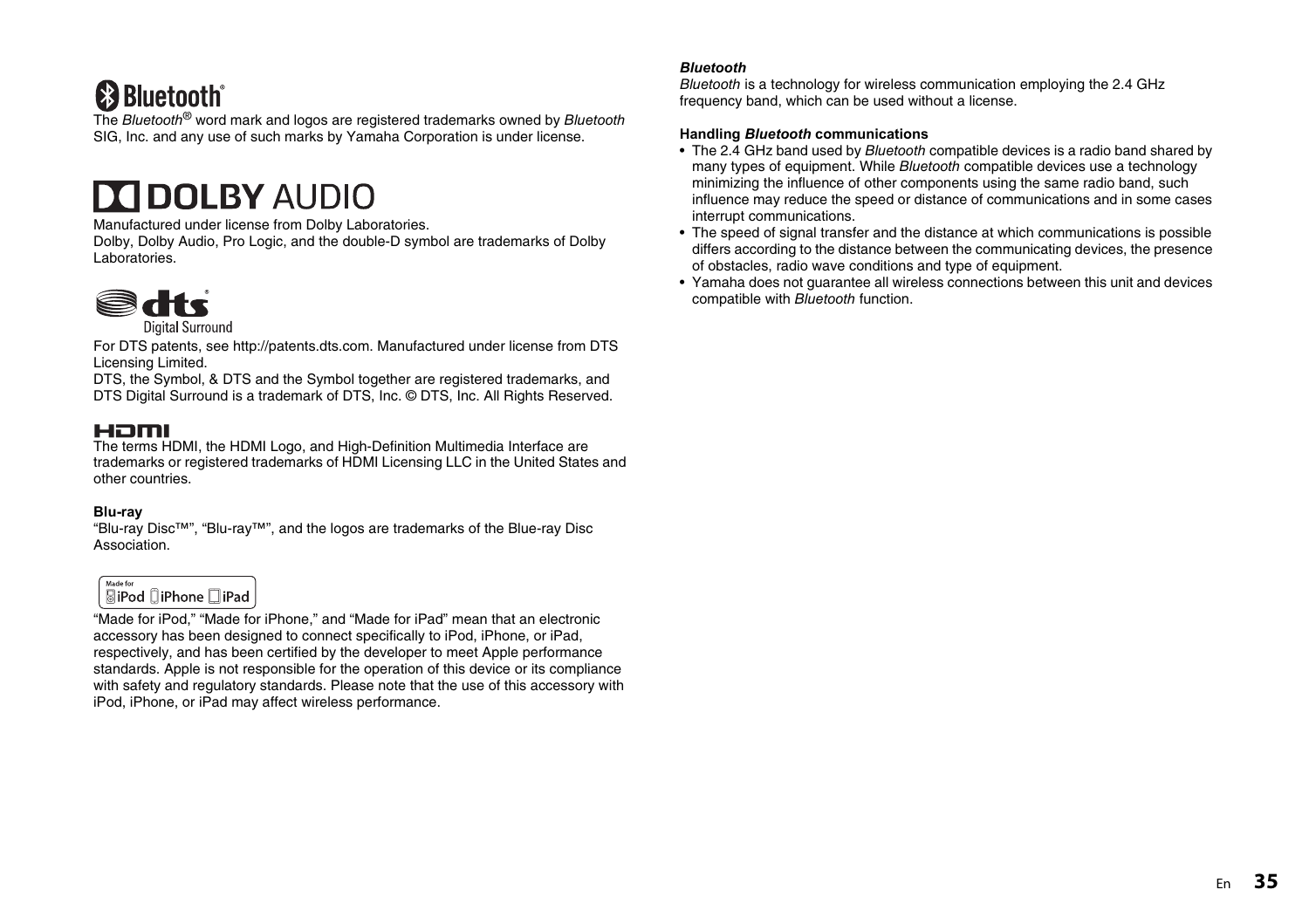The *Bluetooth*® word mark and logos are registered trademarks owned by *Bluetooth* SIG, Inc. and any use of such marks by Yamaha Corporation is under license.

Manufactured under license from Dolby Laboratories.
Dolby, Dolby Audio, Pro Logic, and the double-D symbol are trademarks of Dolby Laboratories.

For DTS patents, see http://patents.dts.com. Manufactured under license from DTS Licensing Limited.
DTS, the Symbol, & DTS and the Symbol together are registered trademarks, and DTS Digital Surround is a trademark of DTS, Inc. © DTS, Inc. All Rights Reserved.

The terms HDMI, the HDMI Logo, and High-Definition Multimedia Interface are trademarks or registered trademarks of HDMI Licensing LLC in the United States and other countries.

**Blu-ray**

“Blu-ray Disc™”, “Blu-ray™”, and the logos are trademarks of the Blue-ray Disc Association.

“Made for iPod,” “Made for iPhone,” and “Made for iPad” mean that an electronic accessory has been designed to connect specifically to iPod, iPhone, or iPad, respectively, and has been certified by the developer to meet Apple performance standards. Apple is not responsible for the operation of this device or its compliance with safety and regulatory standards. Please note that the use of this accessory with iPod, iPhone, or iPad may affect wireless performance.

***Bluetooth***

*Bluetooth* is a technology for wireless communication employing the 2.4 GHz frequency band, which can be used without a license.

**Handling *Bluetooth* communications**

- The 2.4 GHz band used by *Bluetooth* compatible devices is a radio band shared by many types of equipment. While *Bluetooth* compatible devices use a technology minimizing the influence of other components using the same radio band, such influence may reduce the speed or distance of communications and in some cases interrupt communications.
- The speed of signal transfer and the distance at which communications is possible differs according to the distance between the communicating devices, the presence of obstacles, radio wave conditions and type of equipment.
- Yamaha does not guarantee all wireless connections between this unit and devices compatible with *Bluetooth* function.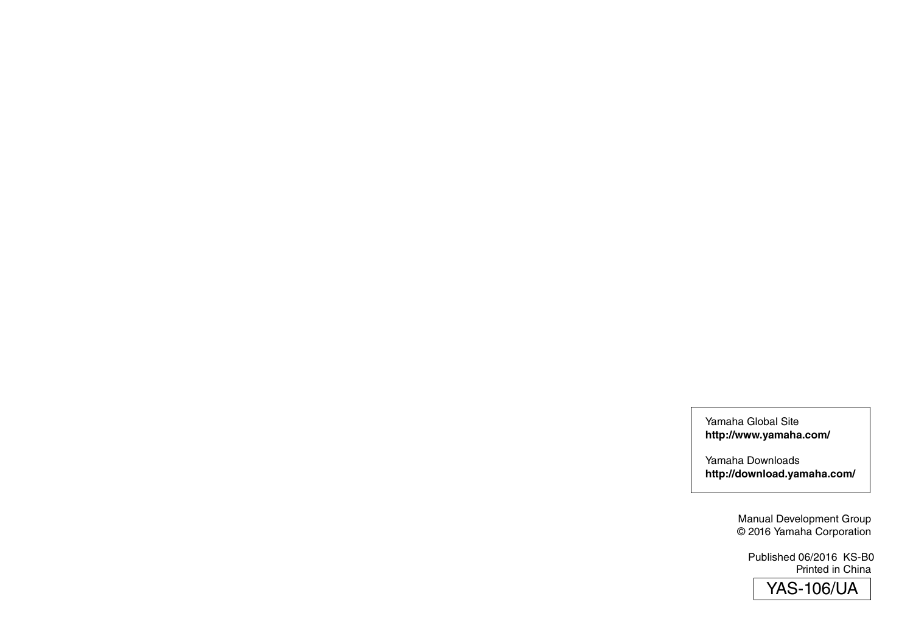Yamaha Global Site
**http://www.yamaha.com/**

Yamaha Downloads
**http://download.yamaha.com/**

Manual Development Group
© 2016 Yamaha Corporation

Published 06/2016 KS-B0
Printed in China

YAS-106/UA